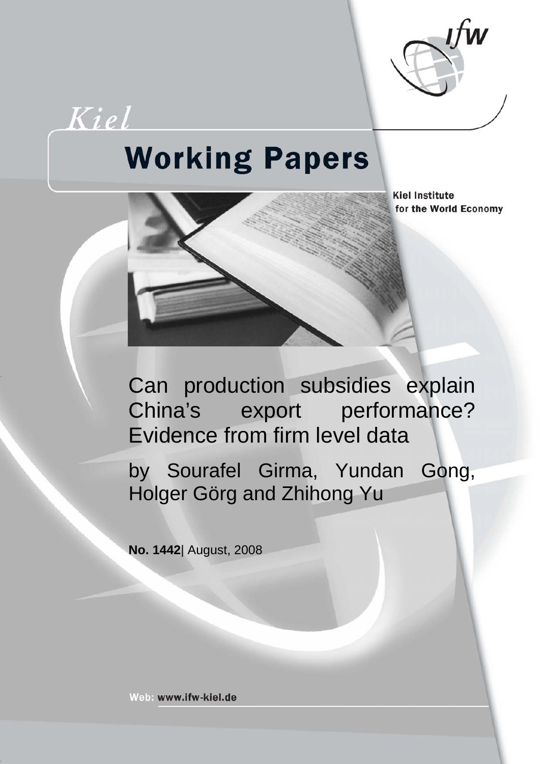Kiel

# Working Papers

Kiel Institute for the World Economy

# Can production subsidies explain China's export performance? Evidence from firm level data

by Sourafel Girma, Yundan Gong, Holger Görg and Zhihong Yu

**No. 1442**| August, 2008

Web: www.ifw-kiel.de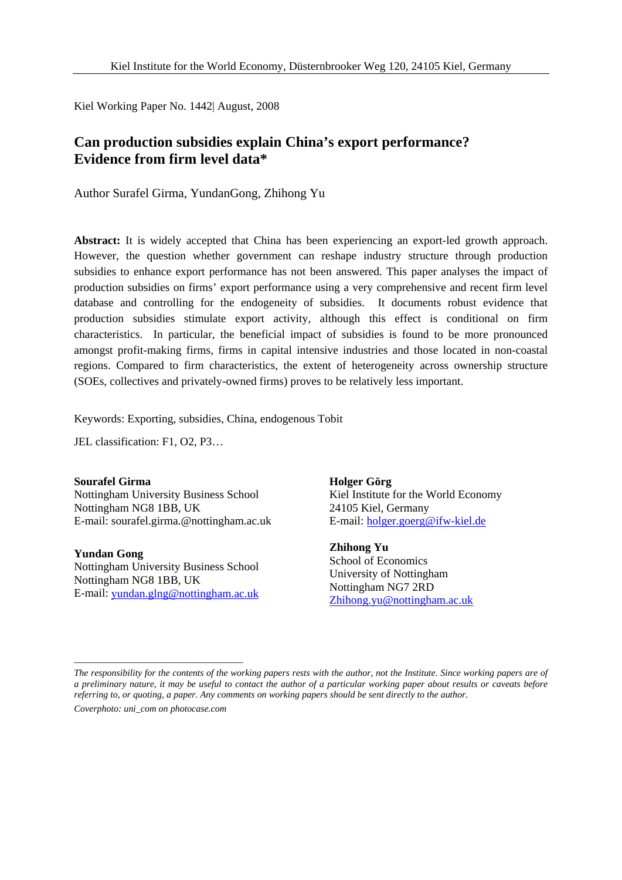Kiel Institute for the World Economy, Düsternbrooker Weg 120, 24105 Kiel, Germany

Kiel Working Paper No. 1442| August, 2008

# Can production subsidies explain China's export performance? Evidence from firm level data*

Author Surafel Girma, YundanGong, Zhihong Yu

**Abstract:** It is widely accepted that China has been experiencing an export-led growth approach. However, the question whether government can reshape industry structure through production subsidies to enhance export performance has not been answered. This paper analyses the impact of production subsidies on firms' export performance using a very comprehensive and recent firm level database and controlling for the endogeneity of subsidies. It documents robust evidence that production subsidies stimulate export activity, although this effect is conditional on firm characteristics. In particular, the beneficial impact of subsidies is found to be more pronounced amongst profit-making firms, firms in capital intensive industries and those located in non-coastal regions. Compared to firm characteristics, the extent of heterogeneity across ownership structure (SOEs, collectives and privately-owned firms) proves to be relatively less important.

Keywords: Exporting, subsidies, China, endogenous Tobit

JEL classification: F1, O2, P3…

**Sourafel Girma**
Nottingham University Business School
Nottingham NG8 1BB, UK
E-mail: sourafel.girma.@nottingham.ac.uk

**Yundan Gong**
Nottingham University Business School
Nottingham NG8 1BB, UK
E-mail: yundan.glng@nottingham.ac.uk

**Holger Görg**
Kiel Institute for the World Economy
24105 Kiel, Germany
E-mail: holger.goerg@ifw-kiel.de

**Zhihong Yu**
School of Economics
University of Nottingham
Nottingham NG7 2RD
Zhihong.yu@nottingham.ac.uk

---

*The responsibility for the contents of the working papers rests with the author, not the Institute. Since working papers are of a preliminary nature, it may be useful to contact the author of a particular working paper about results or caveats before referring to, or quoting, a paper. Any comments on working papers should be sent directly to the author.*

*Coverphoto: uni_com on photocase.com*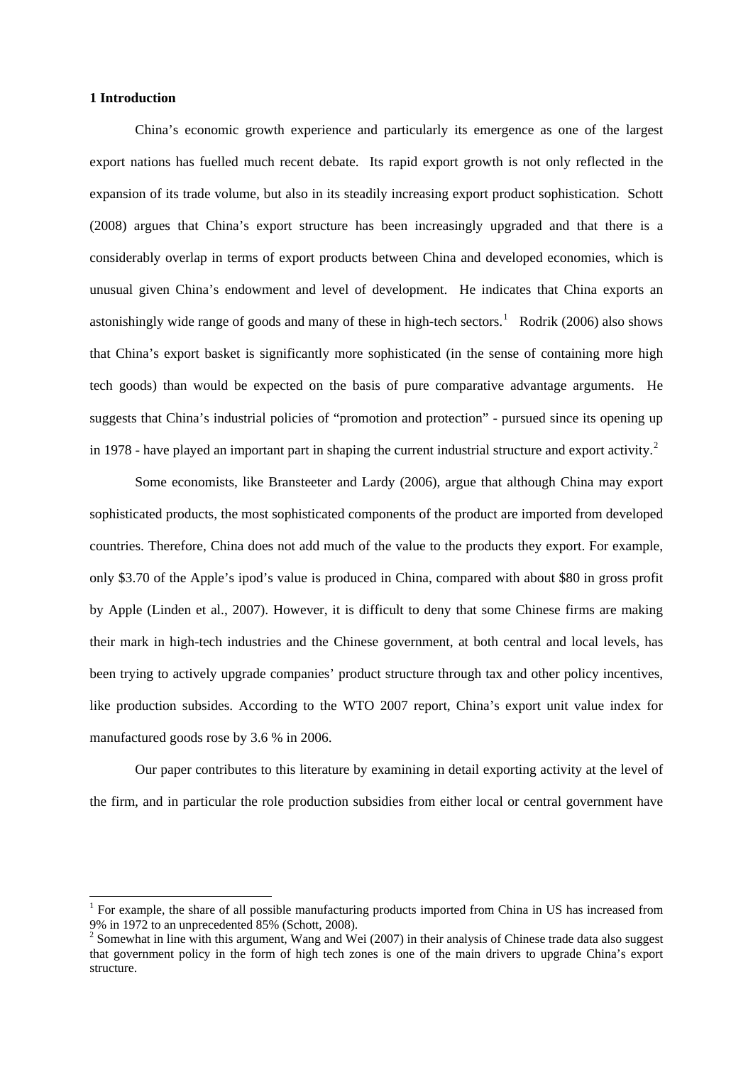**1 Introduction**

China's economic growth experience and particularly its emergence as one of the largest export nations has fuelled much recent debate. Its rapid export growth is not only reflected in the expansion of its trade volume, but also in its steadily increasing export product sophistication. Schott (2008) argues that China's export structure has been increasingly upgraded and that there is a considerably overlap in terms of export products between China and developed economies, which is unusual given China's endowment and level of development. He indicates that China exports an astonishingly wide range of goods and many of these in high-tech sectors.[1] Rodrik (2006) also shows that China's export basket is significantly more sophisticated (in the sense of containing more high tech goods) than would be expected on the basis of pure comparative advantage arguments. He suggests that China's industrial policies of "promotion and protection" - pursued since its opening up in 1978 - have played an important part in shaping the current industrial structure and export activity.[2]

Some economists, like Bransteeter and Lardy (2006), argue that although China may export sophisticated products, the most sophisticated components of the product are imported from developed countries. Therefore, China does not add much of the value to the products they export. For example, only $3.70 of the Apple's ipod's value is produced in China, compared with about $80 in gross profit by Apple (Linden et al., 2007). However, it is difficult to deny that some Chinese firms are making their mark in high-tech industries and the Chinese government, at both central and local levels, has been trying to actively upgrade companies' product structure through tax and other policy incentives, like production subsides. According to the WTO 2007 report, China's export unit value index for manufactured goods rose by 3.6 % in 2006.

Our paper contributes to this literature by examining in detail exporting activity at the level of the firm, and in particular the role production subsidies from either local or central government have

---

[1] For example, the share of all possible manufacturing products imported from China in US has increased from 9% in 1972 to an unprecedented 85% (Schott, 2008).

[2] Somewhat in line with this argument, Wang and Wei (2007) in their analysis of Chinese trade data also suggest that government policy in the form of high tech zones is one of the main drivers to upgrade China's export structure.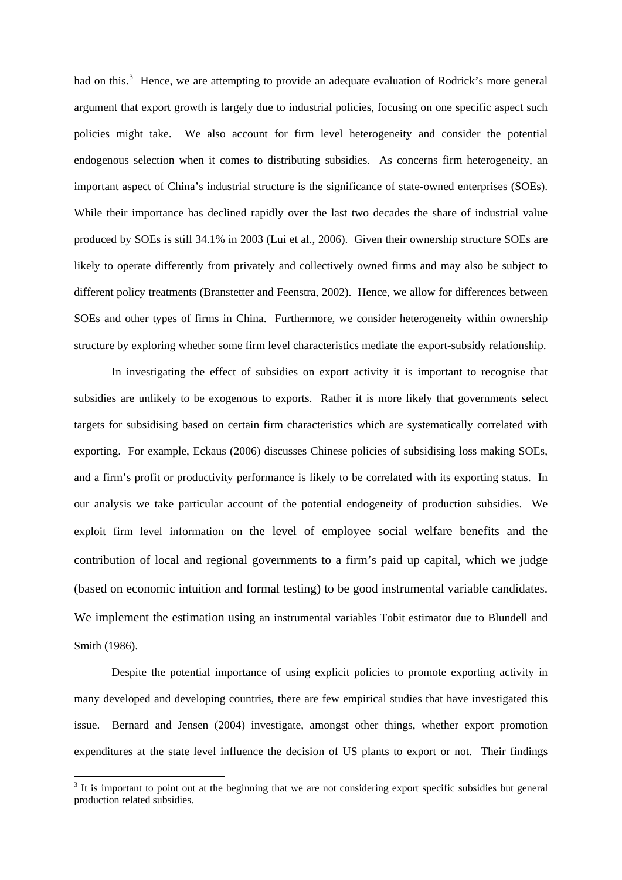had on this.[3] Hence, we are attempting to provide an adequate evaluation of Rodrick's more general argument that export growth is largely due to industrial policies, focusing on one specific aspect such policies might take. We also account for firm level heterogeneity and consider the potential endogenous selection when it comes to distributing subsidies. As concerns firm heterogeneity, an important aspect of China's industrial structure is the significance of state-owned enterprises (SOEs). While their importance has declined rapidly over the last two decades the share of industrial value produced by SOEs is still 34.1% in 2003 (Lui et al., 2006). Given their ownership structure SOEs are likely to operate differently from privately and collectively owned firms and may also be subject to different policy treatments (Branstetter and Feenstra, 2002). Hence, we allow for differences between SOEs and other types of firms in China. Furthermore, we consider heterogeneity within ownership structure by exploring whether some firm level characteristics mediate the export-subsidy relationship.

In investigating the effect of subsidies on export activity it is important to recognise that subsidies are unlikely to be exogenous to exports. Rather it is more likely that governments select targets for subsidising based on certain firm characteristics which are systematically correlated with exporting. For example, Eckaus (2006) discusses Chinese policies of subsidising loss making SOEs, and a firm's profit or productivity performance is likely to be correlated with its exporting status. In our analysis we take particular account of the potential endogeneity of production subsidies. We exploit firm level information on the level of employee social welfare benefits and the contribution of local and regional governments to a firm's paid up capital, which we judge (based on economic intuition and formal testing) to be good instrumental variable candidates. We implement the estimation using an instrumental variables Tobit estimator due to Blundell and Smith (1986).

Despite the potential importance of using explicit policies to promote exporting activity in many developed and developing countries, there are few empirical studies that have investigated this issue. Bernard and Jensen (2004) investigate, amongst other things, whether export promotion expenditures at the state level influence the decision of US plants to export or not. Their findings

[3] It is important to point out at the beginning that we are not considering export specific subsidies but general production related subsidies.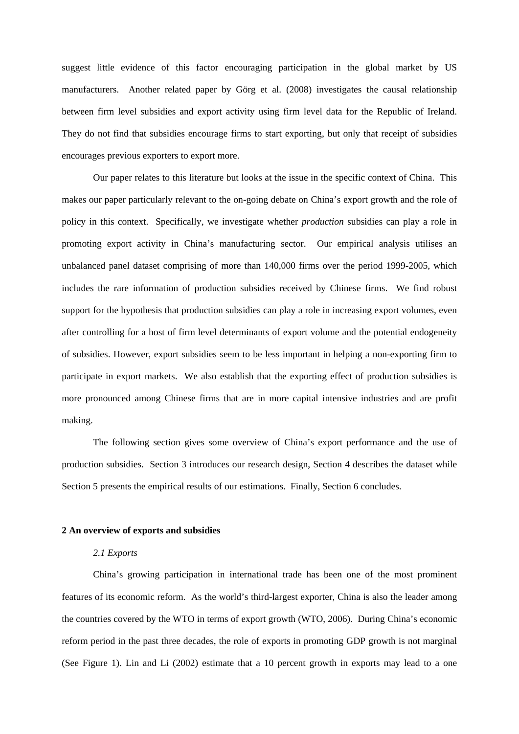suggest little evidence of this factor encouraging participation in the global market by US manufacturers. Another related paper by Görg et al. (2008) investigates the causal relationship between firm level subsidies and export activity using firm level data for the Republic of Ireland. They do not find that subsidies encourage firms to start exporting, but only that receipt of subsidies encourages previous exporters to export more.

Our paper relates to this literature but looks at the issue in the specific context of China. This makes our paper particularly relevant to the on-going debate on China's export growth and the role of policy in this context. Specifically, we investigate whether *production* subsidies can play a role in promoting export activity in China's manufacturing sector. Our empirical analysis utilises an unbalanced panel dataset comprising of more than 140,000 firms over the period 1999-2005, which includes the rare information of production subsidies received by Chinese firms. We find robust support for the hypothesis that production subsidies can play a role in increasing export volumes, even after controlling for a host of firm level determinants of export volume and the potential endogeneity of subsidies. However, export subsidies seem to be less important in helping a non-exporting firm to participate in export markets. We also establish that the exporting effect of production subsidies is more pronounced among Chinese firms that are in more capital intensive industries and are profit making.

The following section gives some overview of China's export performance and the use of production subsidies. Section 3 introduces our research design, Section 4 describes the dataset while Section 5 presents the empirical results of our estimations. Finally, Section 6 concludes.

## 2 An overview of exports and subsidies

### *2.1 Exports*

China's growing participation in international trade has been one of the most prominent features of its economic reform. As the world's third-largest exporter, China is also the leader among the countries covered by the WTO in terms of export growth (WTO, 2006). During China's economic reform period in the past three decades, the role of exports in promoting GDP growth is not marginal (See Figure 1). Lin and Li (2002) estimate that a 10 percent growth in exports may lead to a one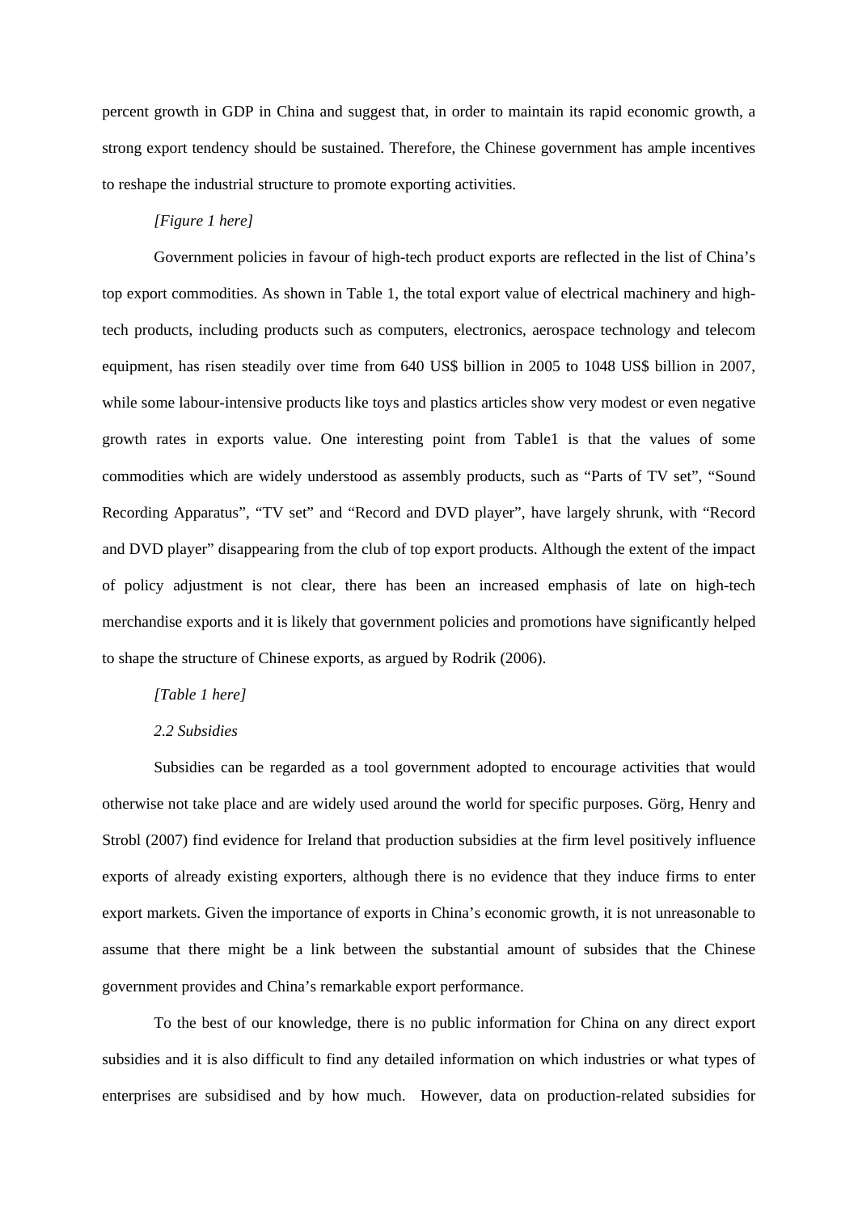percent growth in GDP in China and suggest that, in order to maintain its rapid economic growth, a strong export tendency should be sustained. Therefore, the Chinese government has ample incentives to reshape the industrial structure to promote exporting activities.

*[Figure 1 here]*

Government policies in favour of high-tech product exports are reflected in the list of China's top export commodities. As shown in Table 1, the total export value of electrical machinery and high-tech products, including products such as computers, electronics, aerospace technology and telecom equipment, has risen steadily over time from 640 US$ billion in 2005 to 1048 US$ billion in 2007, while some labour-intensive products like toys and plastics articles show very modest or even negative growth rates in exports value. One interesting point from Table1 is that the values of some commodities which are widely understood as assembly products, such as "Parts of TV set", "Sound Recording Apparatus", "TV set" and "Record and DVD player", have largely shrunk, with "Record and DVD player" disappearing from the club of top export products. Although the extent of the impact of policy adjustment is not clear, there has been an increased emphasis of late on high-tech merchandise exports and it is likely that government policies and promotions have significantly helped to shape the structure of Chinese exports, as argued by Rodrik (2006).

*[Table 1 here]*

### *2.2 Subsidies*

Subsidies can be regarded as a tool government adopted to encourage activities that would otherwise not take place and are widely used around the world for specific purposes. Görg, Henry and Strobl (2007) find evidence for Ireland that production subsidies at the firm level positively influence exports of already existing exporters, although there is no evidence that they induce firms to enter export markets. Given the importance of exports in China's economic growth, it is not unreasonable to assume that there might be a link between the substantial amount of subsides that the Chinese government provides and China's remarkable export performance.

To the best of our knowledge, there is no public information for China on any direct export subsidies and it is also difficult to find any detailed information on which industries or what types of enterprises are subsidised and by how much. However, data on production-related subsidies for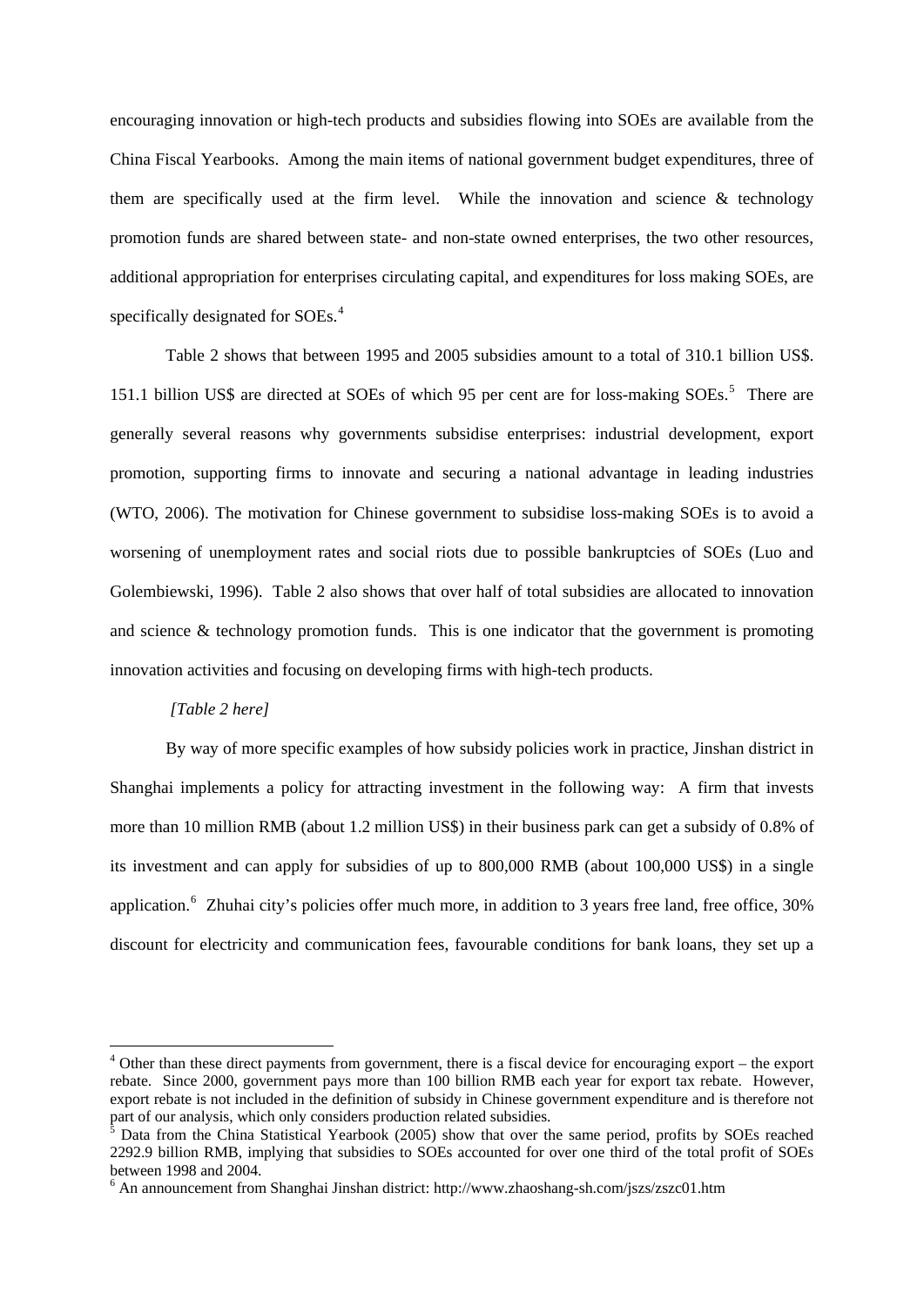encouraging innovation or high-tech products and subsidies flowing into SOEs are available from the China Fiscal Yearbooks. Among the main items of national government budget expenditures, three of them are specifically used at the firm level. While the innovation and science & technology promotion funds are shared between state- and non-state owned enterprises, the two other resources, additional appropriation for enterprises circulating capital, and expenditures for loss making SOEs, are specifically designated for SOEs.[4]

Table 2 shows that between 1995 and 2005 subsidies amount to a total of 310.1 billion US$. 151.1 billion US$ are directed at SOEs of which 95 per cent are for loss-making SOEs.[5] There are generally several reasons why governments subsidise enterprises: industrial development, export promotion, supporting firms to innovate and securing a national advantage in leading industries (WTO, 2006). The motivation for Chinese government to subsidise loss-making SOEs is to avoid a worsening of unemployment rates and social riots due to possible bankruptcies of SOEs (Luo and Golembiewski, 1996). Table 2 also shows that over half of total subsidies are allocated to innovation and science & technology promotion funds. This is one indicator that the government is promoting innovation activities and focusing on developing firms with high-tech products.

*[Table 2 here]*

By way of more specific examples of how subsidy policies work in practice, Jinshan district in Shanghai implements a policy for attracting investment in the following way: A firm that invests more than 10 million RMB (about 1.2 million US$) in their business park can get a subsidy of 0.8% of its investment and can apply for subsidies of up to 800,000 RMB (about 100,000 US$) in a single application.[6] Zhuhai city's policies offer much more, in addition to 3 years free land, free office, 30% discount for electricity and communication fees, favourable conditions for bank loans, they set up a

---

[4] Other than these direct payments from government, there is a fiscal device for encouraging export – the export rebate. Since 2000, government pays more than 100 billion RMB each year for export tax rebate. However, export rebate is not included in the definition of subsidy in Chinese government expenditure and is therefore not part of our analysis, which only considers production related subsidies.

[5] Data from the China Statistical Yearbook (2005) show that over the same period, profits by SOEs reached 2292.9 billion RMB, implying that subsidies to SOEs accounted for over one third of the total profit of SOEs between 1998 and 2004.

[6] An announcement from Shanghai Jinshan district: http://www.zhaoshang-sh.com/jszs/zszc01.htm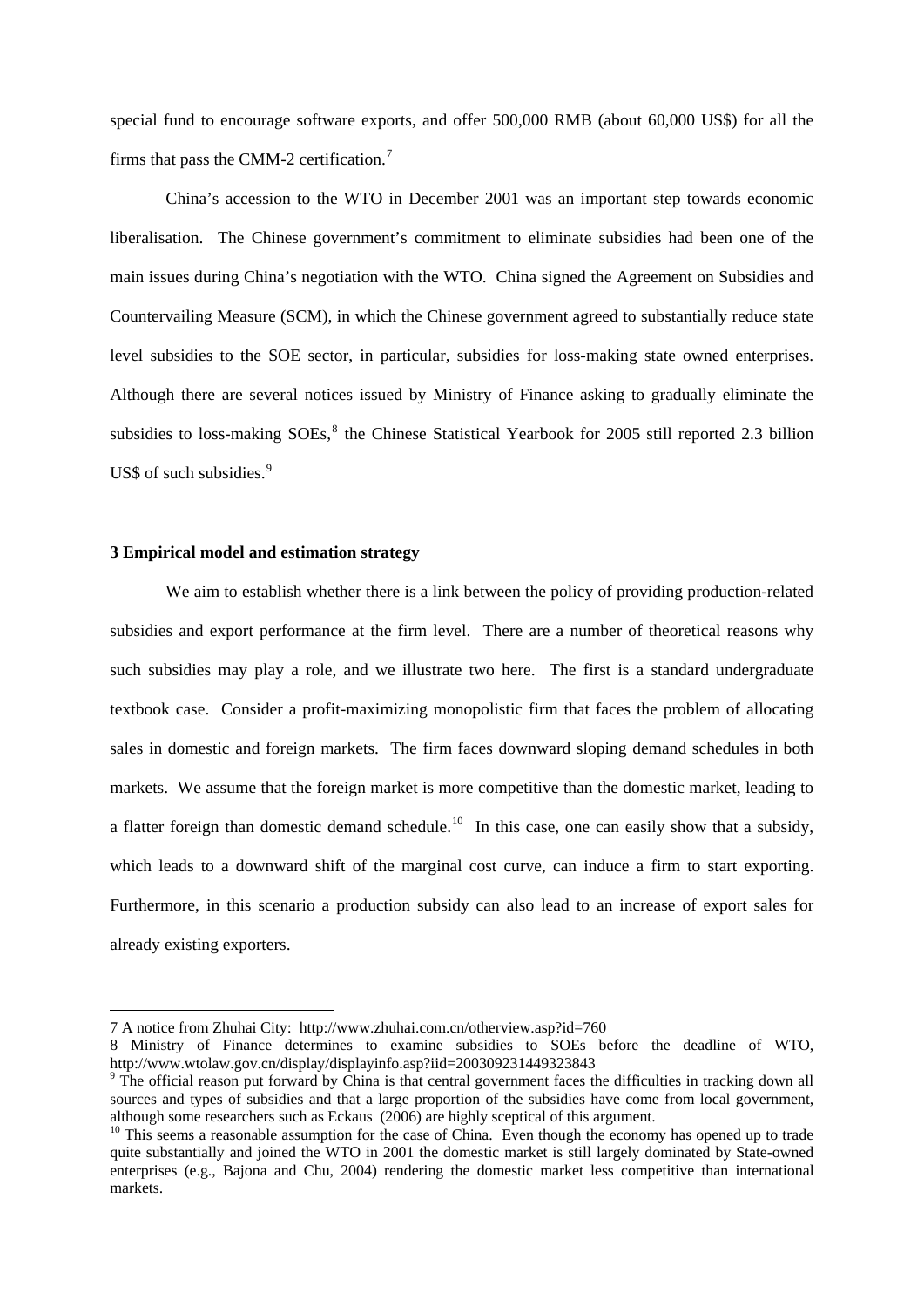special fund to encourage software exports, and offer 500,000 RMB (about 60,000 US$) for all the firms that pass the CMM-2 certification.[7]

China's accession to the WTO in December 2001 was an important step towards economic liberalisation. The Chinese government's commitment to eliminate subsidies had been one of the main issues during China's negotiation with the WTO. China signed the Agreement on Subsidies and Countervailing Measure (SCM), in which the Chinese government agreed to substantially reduce state level subsidies to the SOE sector, in particular, subsidies for loss-making state owned enterprises. Although there are several notices issued by Ministry of Finance asking to gradually eliminate the subsidies to loss-making SOEs,[8] the Chinese Statistical Yearbook for 2005 still reported 2.3 billion US$ of such subsidies.[9]

### 3 Empirical model and estimation strategy

We aim to establish whether there is a link between the policy of providing production-related subsidies and export performance at the firm level. There are a number of theoretical reasons why such subsidies may play a role, and we illustrate two here. The first is a standard undergraduate textbook case. Consider a profit-maximizing monopolistic firm that faces the problem of allocating sales in domestic and foreign markets. The firm faces downward sloping demand schedules in both markets. We assume that the foreign market is more competitive than the domestic market, leading to a flatter foreign than domestic demand schedule.[10] In this case, one can easily show that a subsidy, which leads to a downward shift of the marginal cost curve, can induce a firm to start exporting. Furthermore, in this scenario a production subsidy can also lead to an increase of export sales for already existing exporters.

---

7 A notice from Zhuhai City: http://www.zhuhai.com.cn/otherview.asp?id=760

8 Ministry of Finance determines to examine subsidies to SOEs before the deadline of WTO, http://www.wtolaw.gov.cn/display/displayinfo.asp?iid=200309231449323843

9 The official reason put forward by China is that central government faces the difficulties in tracking down all sources and types of subsidies and that a large proportion of the subsidies have come from local government, although some researchers such as Eckaus (2006) are highly sceptical of this argument.

10 This seems a reasonable assumption for the case of China. Even though the economy has opened up to trade quite substantially and joined the WTO in 2001 the domestic market is still largely dominated by State-owned enterprises (e.g., Bajona and Chu, 2004) rendering the domestic market less competitive than international markets.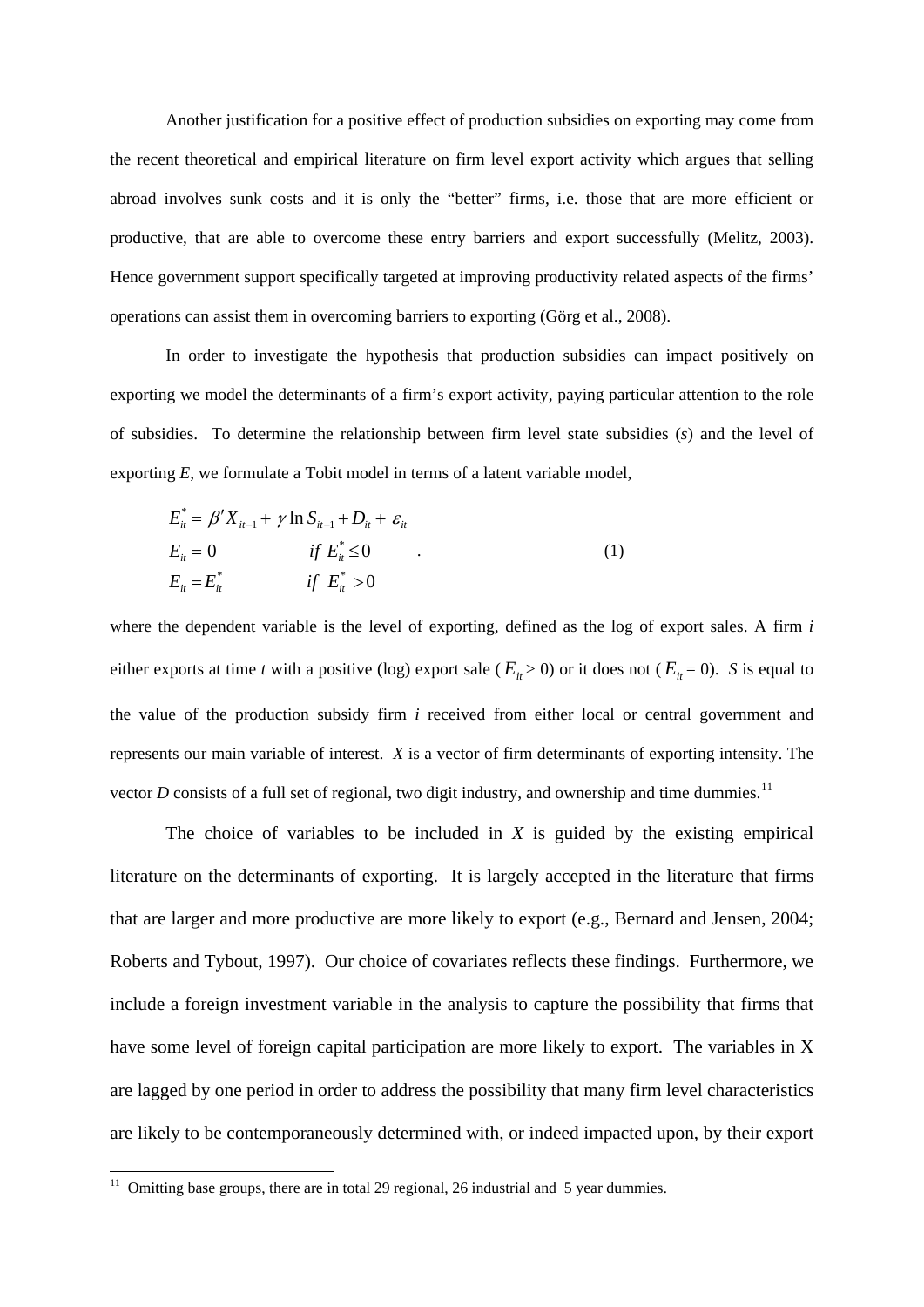Another justification for a positive effect of production subsidies on exporting may come from the recent theoretical and empirical literature on firm level export activity which argues that selling abroad involves sunk costs and it is only the "better" firms, i.e. those that are more efficient or productive, that are able to overcome these entry barriers and export successfully (Melitz, 2003). Hence government support specifically targeted at improving productivity related aspects of the firms' operations can assist them in overcoming barriers to exporting (Görg et al., 2008).

In order to investigate the hypothesis that production subsidies can impact positively on exporting we model the determinants of a firm's export activity, paying particular attention to the role of subsidies. To determine the relationship between firm level state subsidies (*s*) and the level of exporting *E*, we formulate a Tobit model in terms of a latent variable model,

$$
\begin{aligned}
&E_{it}^{*} = \beta' X_{it-1} + \gamma \ln S_{it-1} + D_{it} + \varepsilon_{it} \\
&E_{it} = 0 \qquad\qquad if \; E_{it}^{*} \leq 0 \\
&E_{it} = E_{it}^{*} \qquad\quad\; if \; E_{it}^{*} > 0
\end{aligned}
\qquad (1)
$$

where the dependent variable is the level of exporting, defined as the log of export sales. A firm *i* either exports at time *t* with a positive (log) export sale ($E_{it} > 0$) or it does not ($E_{it} = 0$). *S* is equal to the value of the production subsidy firm *i* received from either local or central government and represents our main variable of interest. *X* is a vector of firm determinants of exporting intensity. The vector *D* consists of a full set of regional, two digit industry, and ownership and time dummies.[11]

The choice of variables to be included in *X* is guided by the existing empirical literature on the determinants of exporting. It is largely accepted in the literature that firms that are larger and more productive are more likely to export (e.g., Bernard and Jensen, 2004; Roberts and Tybout, 1997). Our choice of covariates reflects these findings. Furthermore, we include a foreign investment variable in the analysis to capture the possibility that firms that have some level of foreign capital participation are more likely to export. The variables in X are lagged by one period in order to address the possibility that many firm level characteristics are likely to be contemporaneously determined with, or indeed impacted upon, by their export

---

[11] Omitting base groups, there are in total 29 regional, 26 industrial and 5 year dummies.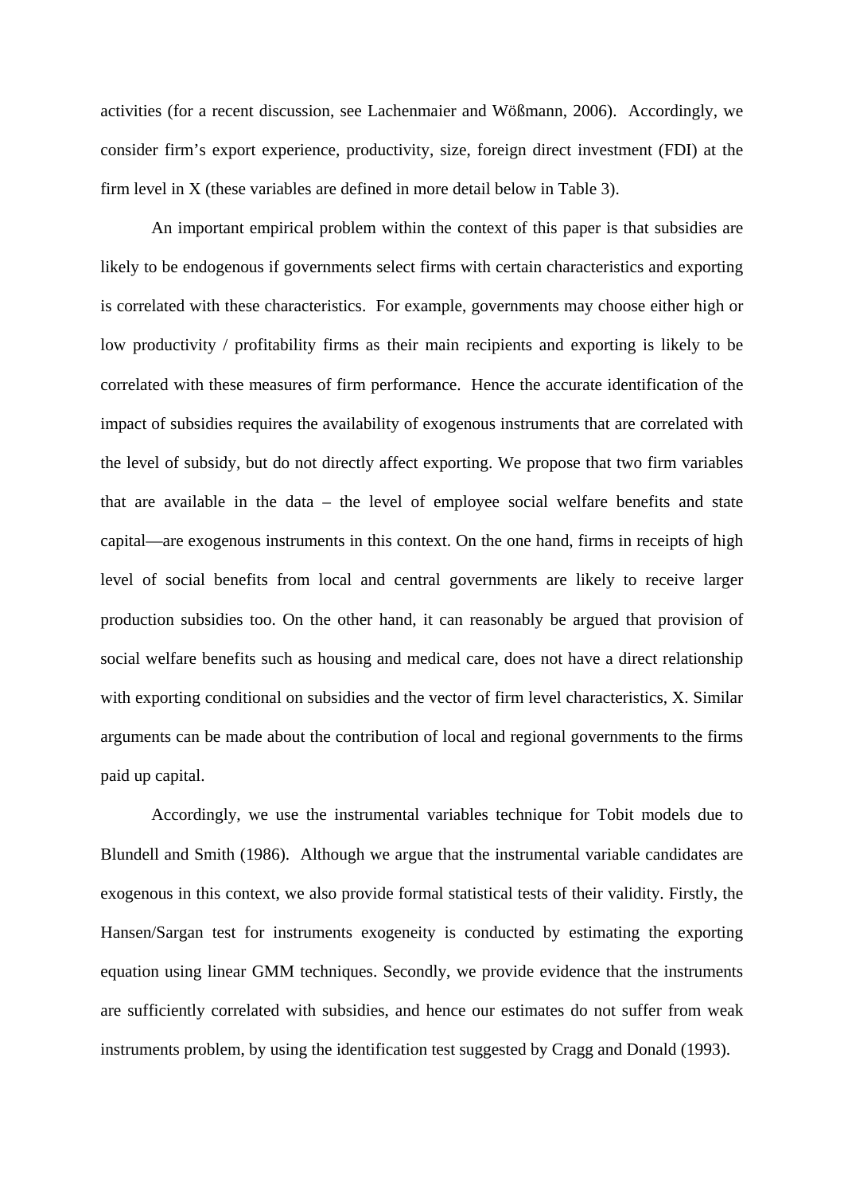activities (for a recent discussion, see Lachenmaier and Wößmann, 2006). Accordingly, we consider firm's export experience, productivity, size, foreign direct investment (FDI) at the firm level in X (these variables are defined in more detail below in Table 3).

An important empirical problem within the context of this paper is that subsidies are likely to be endogenous if governments select firms with certain characteristics and exporting is correlated with these characteristics. For example, governments may choose either high or low productivity / profitability firms as their main recipients and exporting is likely to be correlated with these measures of firm performance. Hence the accurate identification of the impact of subsidies requires the availability of exogenous instruments that are correlated with the level of subsidy, but do not directly affect exporting. We propose that two firm variables that are available in the data – the level of employee social welfare benefits and state capital—are exogenous instruments in this context. On the one hand, firms in receipts of high level of social benefits from local and central governments are likely to receive larger production subsidies too. On the other hand, it can reasonably be argued that provision of social welfare benefits such as housing and medical care, does not have a direct relationship with exporting conditional on subsidies and the vector of firm level characteristics, X. Similar arguments can be made about the contribution of local and regional governments to the firms paid up capital.

Accordingly, we use the instrumental variables technique for Tobit models due to Blundell and Smith (1986). Although we argue that the instrumental variable candidates are exogenous in this context, we also provide formal statistical tests of their validity. Firstly, the Hansen/Sargan test for instruments exogeneity is conducted by estimating the exporting equation using linear GMM techniques. Secondly, we provide evidence that the instruments are sufficiently correlated with subsidies, and hence our estimates do not suffer from weak instruments problem, by using the identification test suggested by Cragg and Donald (1993).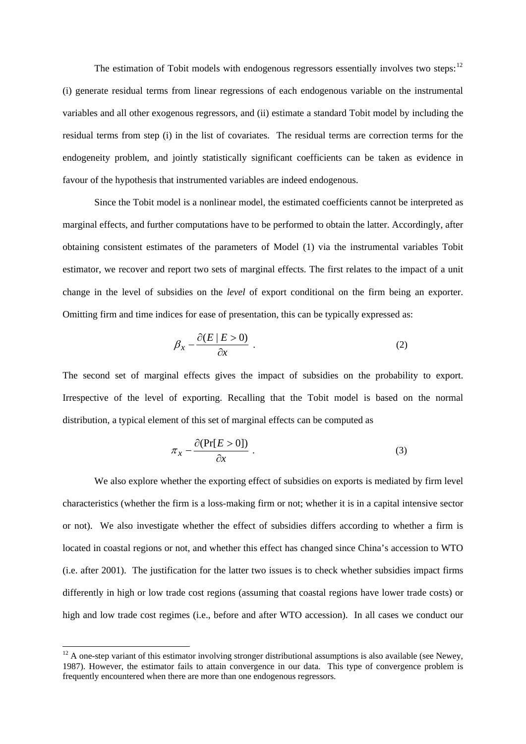The estimation of Tobit models with endogenous regressors essentially involves two steps:[12] (i) generate residual terms from linear regressions of each endogenous variable on the instrumental variables and all other exogenous regressors, and (ii) estimate a standard Tobit model by including the residual terms from step (i) in the list of covariates. The residual terms are correction terms for the endogeneity problem, and jointly statistically significant coefficients can be taken as evidence in favour of the hypothesis that instrumented variables are indeed endogenous.

Since the Tobit model is a nonlinear model, the estimated coefficients cannot be interpreted as marginal effects, and further computations have to be performed to obtain the latter. Accordingly, after obtaining consistent estimates of the parameters of Model (1) via the instrumental variables Tobit estimator, we recover and report two sets of marginal effects. The first relates to the impact of a unit change in the level of subsidies on the *level* of export conditional on the firm being an exporter. Omitting firm and time indices for ease of presentation, this can be typically expressed as:

$$\beta_x - \frac{\partial(E \mid E > 0)}{\partial x} \ . \tag{2}$$

The second set of marginal effects gives the impact of subsidies on the probability to export. Irrespective of the level of exporting. Recalling that the Tobit model is based on the normal distribution, a typical element of this set of marginal effects can be computed as

$$\pi_x - \frac{\partial(\Pr[E > 0])}{\partial x} \ . \tag{3}$$

We also explore whether the exporting effect of subsidies on exports is mediated by firm level characteristics (whether the firm is a loss-making firm or not; whether it is in a capital intensive sector or not). We also investigate whether the effect of subsidies differs according to whether a firm is located in coastal regions or not, and whether this effect has changed since China's accession to WTO (i.e. after 2001). The justification for the latter two issues is to check whether subsidies impact firms differently in high or low trade cost regions (assuming that coastal regions have lower trade costs) or high and low trade cost regimes (i.e., before and after WTO accession). In all cases we conduct our

---

[12] A one-step variant of this estimator involving stronger distributional assumptions is also available (see Newey, 1987). However, the estimator fails to attain convergence in our data. This type of convergence problem is frequently encountered when there are more than one endogenous regressors.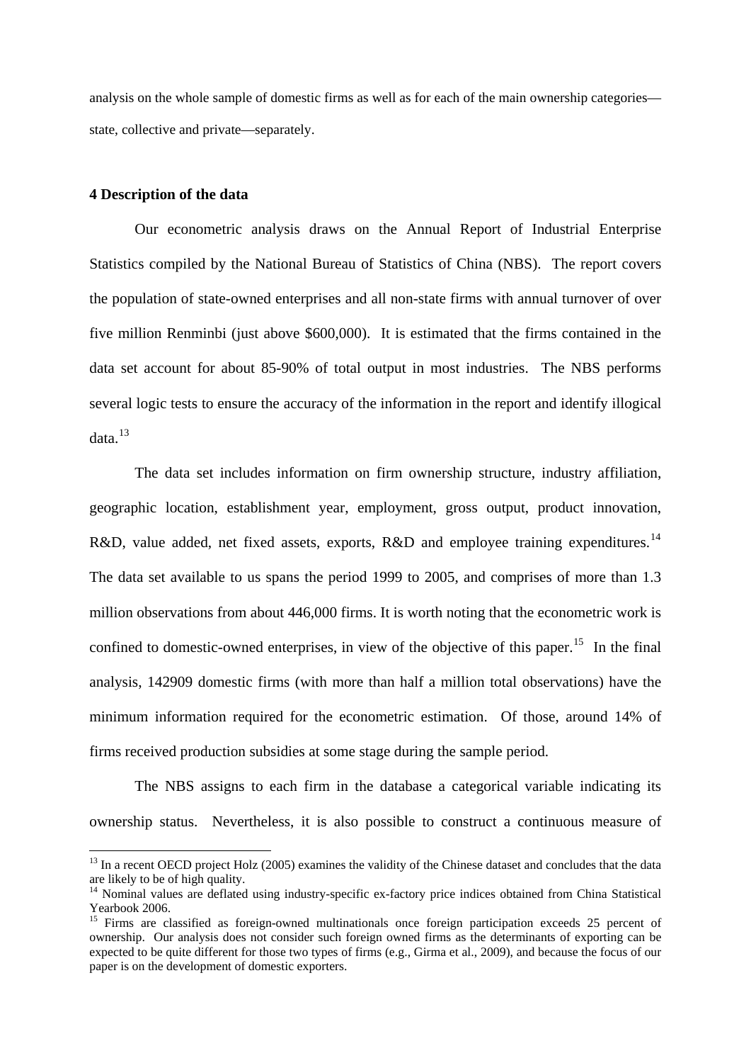analysis on the whole sample of domestic firms as well as for each of the main ownership categories—state, collective and private—separately.

## 4 Description of the data

Our econometric analysis draws on the Annual Report of Industrial Enterprise Statistics compiled by the National Bureau of Statistics of China (NBS). The report covers the population of state-owned enterprises and all non-state firms with annual turnover of over five million Renminbi (just above \$600,000). It is estimated that the firms contained in the data set account for about 85-90% of total output in most industries. The NBS performs several logic tests to ensure the accuracy of the information in the report and identify illogical data.[13]

The data set includes information on firm ownership structure, industry affiliation, geographic location, establishment year, employment, gross output, product innovation, R&D, value added, net fixed assets, exports, R&D and employee training expenditures.[14] The data set available to us spans the period 1999 to 2005, and comprises of more than 1.3 million observations from about 446,000 firms. It is worth noting that the econometric work is confined to domestic-owned enterprises, in view of the objective of this paper.[15] In the final analysis, 142909 domestic firms (with more than half a million total observations) have the minimum information required for the econometric estimation. Of those, around 14% of firms received production subsidies at some stage during the sample period.

The NBS assigns to each firm in the database a categorical variable indicating its ownership status. Nevertheless, it is also possible to construct a continuous measure of

---

[13] In a recent OECD project Holz (2005) examines the validity of the Chinese dataset and concludes that the data are likely to be of high quality.

[14] Nominal values are deflated using industry-specific ex-factory price indices obtained from China Statistical Yearbook 2006.

[15] Firms are classified as foreign-owned multinationals once foreign participation exceeds 25 percent of ownership. Our analysis does not consider such foreign owned firms as the determinants of exporting can be expected to be quite different for those two types of firms (e.g., Girma et al., 2009), and because the focus of our paper is on the development of domestic exporters.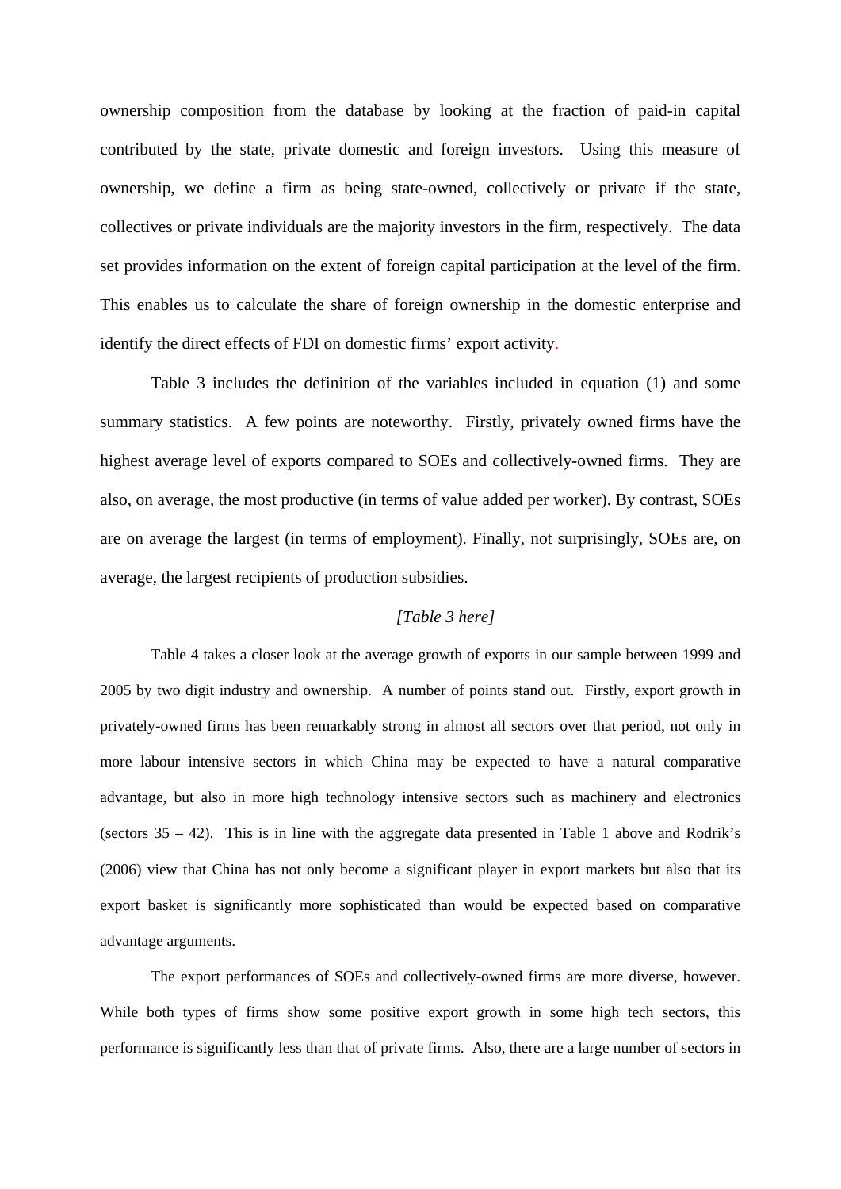ownership composition from the database by looking at the fraction of paid-in capital contributed by the state, private domestic and foreign investors. Using this measure of ownership, we define a firm as being state-owned, collectively or private if the state, collectives or private individuals are the majority investors in the firm, respectively. The data set provides information on the extent of foreign capital participation at the level of the firm. This enables us to calculate the share of foreign ownership in the domestic enterprise and identify the direct effects of FDI on domestic firms' export activity.

Table 3 includes the definition of the variables included in equation (1) and some summary statistics. A few points are noteworthy. Firstly, privately owned firms have the highest average level of exports compared to SOEs and collectively-owned firms. They are also, on average, the most productive (in terms of value added per worker). By contrast, SOEs are on average the largest (in terms of employment). Finally, not surprisingly, SOEs are, on average, the largest recipients of production subsidies.

*[Table 3 here]*

Table 4 takes a closer look at the average growth of exports in our sample between 1999 and 2005 by two digit industry and ownership. A number of points stand out. Firstly, export growth in privately-owned firms has been remarkably strong in almost all sectors over that period, not only in more labour intensive sectors in which China may be expected to have a natural comparative advantage, but also in more high technology intensive sectors such as machinery and electronics (sectors 35 – 42). This is in line with the aggregate data presented in Table 1 above and Rodrik's (2006) view that China has not only become a significant player in export markets but also that its export basket is significantly more sophisticated than would be expected based on comparative advantage arguments.

The export performances of SOEs and collectively-owned firms are more diverse, however. While both types of firms show some positive export growth in some high tech sectors, this performance is significantly less than that of private firms. Also, there are a large number of sectors in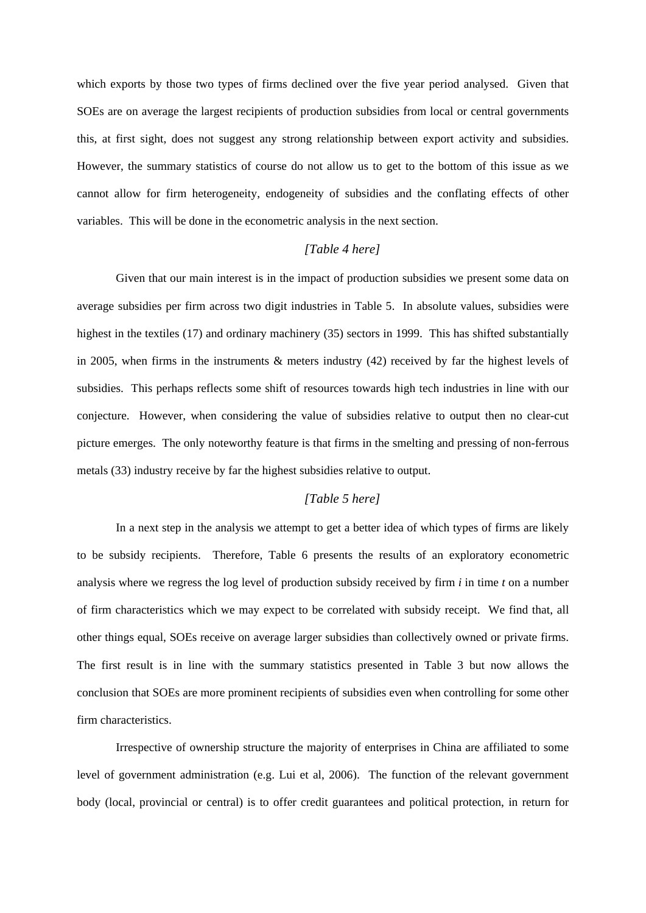which exports by those two types of firms declined over the five year period analysed. Given that SOEs are on average the largest recipients of production subsidies from local or central governments this, at first sight, does not suggest any strong relationship between export activity and subsidies. However, the summary statistics of course do not allow us to get to the bottom of this issue as we cannot allow for firm heterogeneity, endogeneity of subsidies and the conflating effects of other variables. This will be done in the econometric analysis in the next section.

*[Table 4 here]*

Given that our main interest is in the impact of production subsidies we present some data on average subsidies per firm across two digit industries in Table 5. In absolute values, subsidies were highest in the textiles (17) and ordinary machinery (35) sectors in 1999. This has shifted substantially in 2005, when firms in the instruments & meters industry (42) received by far the highest levels of subsidies. This perhaps reflects some shift of resources towards high tech industries in line with our conjecture. However, when considering the value of subsidies relative to output then no clear-cut picture emerges. The only noteworthy feature is that firms in the smelting and pressing of non-ferrous metals (33) industry receive by far the highest subsidies relative to output.

*[Table 5 here]*

In a next step in the analysis we attempt to get a better idea of which types of firms are likely to be subsidy recipients. Therefore, Table 6 presents the results of an exploratory econometric analysis where we regress the log level of production subsidy received by firm *i* in time *t* on a number of firm characteristics which we may expect to be correlated with subsidy receipt. We find that, all other things equal, SOEs receive on average larger subsidies than collectively owned or private firms. The first result is in line with the summary statistics presented in Table 3 but now allows the conclusion that SOEs are more prominent recipients of subsidies even when controlling for some other firm characteristics.

Irrespective of ownership structure the majority of enterprises in China are affiliated to some level of government administration (e.g. Lui et al, 2006). The function of the relevant government body (local, provincial or central) is to offer credit guarantees and political protection, in return for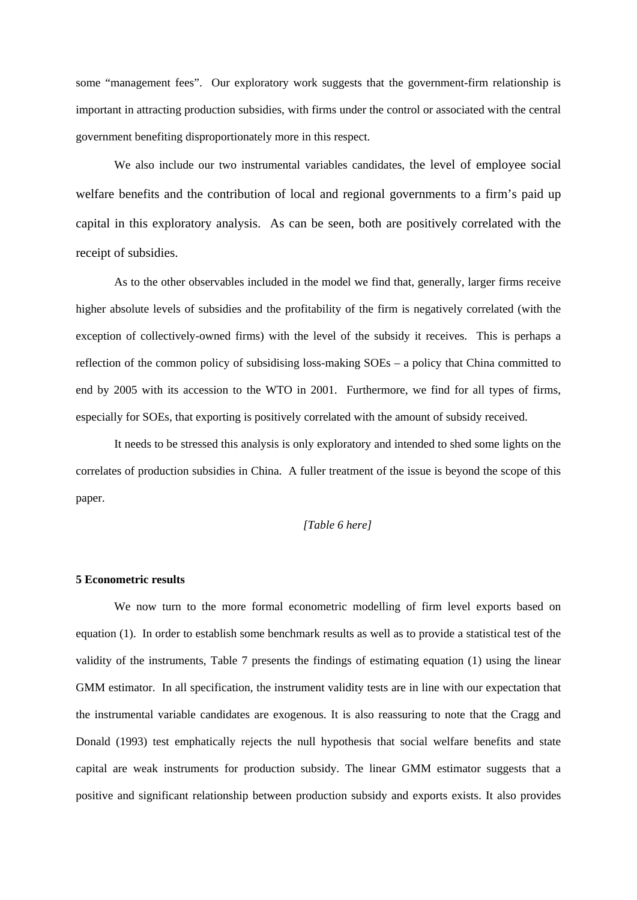some "management fees". Our exploratory work suggests that the government-firm relationship is important in attracting production subsidies, with firms under the control or associated with the central government benefiting disproportionately more in this respect.

We also include our two instrumental variables candidates, the level of employee social welfare benefits and the contribution of local and regional governments to a firm's paid up capital in this exploratory analysis. As can be seen, both are positively correlated with the receipt of subsidies.

As to the other observables included in the model we find that, generally, larger firms receive higher absolute levels of subsidies and the profitability of the firm is negatively correlated (with the exception of collectively-owned firms) with the level of the subsidy it receives. This is perhaps a reflection of the common policy of subsidising loss-making SOEs – a policy that China committed to end by 2005 with its accession to the WTO in 2001. Furthermore, we find for all types of firms, especially for SOEs, that exporting is positively correlated with the amount of subsidy received.

It needs to be stressed this analysis is only exploratory and intended to shed some lights on the correlates of production subsidies in China. A fuller treatment of the issue is beyond the scope of this paper.

*[Table 6 here]*

**5 Econometric results**

We now turn to the more formal econometric modelling of firm level exports based on equation (1). In order to establish some benchmark results as well as to provide a statistical test of the validity of the instruments, Table 7 presents the findings of estimating equation (1) using the linear GMM estimator. In all specification, the instrument validity tests are in line with our expectation that the instrumental variable candidates are exogenous. It is also reassuring to note that the Cragg and Donald (1993) test emphatically rejects the null hypothesis that social welfare benefits and state capital are weak instruments for production subsidy. The linear GMM estimator suggests that a positive and significant relationship between production subsidy and exports exists. It also provides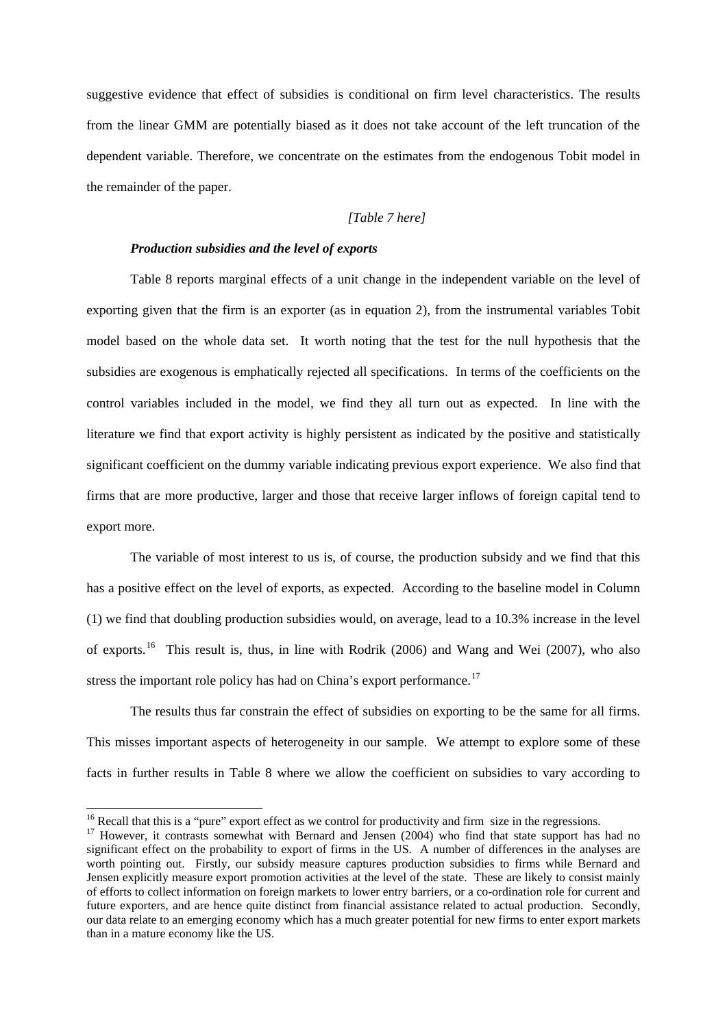suggestive evidence that effect of subsidies is conditional on firm level characteristics. The results from the linear GMM are potentially biased as it does not take account of the left truncation of the dependent variable. Therefore, we concentrate on the estimates from the endogenous Tobit model in the remainder of the paper.

*[Table 7 here]*

***Production subsidies and the level of exports***

Table 8 reports marginal effects of a unit change in the independent variable on the level of exporting given that the firm is an exporter (as in equation 2), from the instrumental variables Tobit model based on the whole data set. It worth noting that the test for the null hypothesis that the subsidies are exogenous is emphatically rejected all specifications. In terms of the coefficients on the control variables included in the model, we find they all turn out as expected. In line with the literature we find that export activity is highly persistent as indicated by the positive and statistically significant coefficient on the dummy variable indicating previous export experience. We also find that firms that are more productive, larger and those that receive larger inflows of foreign capital tend to export more.

The variable of most interest to us is, of course, the production subsidy and we find that this has a positive effect on the level of exports, as expected. According to the baseline model in Column (1) we find that doubling production subsidies would, on average, lead to a 10.3% increase in the level of exports.[16] This result is, thus, in line with Rodrik (2006) and Wang and Wei (2007), who also stress the important role policy has had on China's export performance.[17]

The results thus far constrain the effect of subsidies on exporting to be the same for all firms. This misses important aspects of heterogeneity in our sample. We attempt to explore some of these facts in further results in Table 8 where we allow the coefficient on subsidies to vary according to

---

[16] Recall that this is a "pure" export effect as we control for productivity and firm size in the regressions.

[17] However, it contrasts somewhat with Bernard and Jensen (2004) who find that state support has had no significant effect on the probability to export of firms in the US. A number of differences in the analyses are worth pointing out. Firstly, our subsidy measure captures production subsidies to firms while Bernard and Jensen explicitly measure export promotion activities at the level of the state. These are likely to consist mainly of efforts to collect information on foreign markets to lower entry barriers, or a co-ordination role for current and future exporters, and are hence quite distinct from financial assistance related to actual production. Secondly, our data relate to an emerging economy which has a much greater potential for new firms to enter export markets than in a mature economy like the US.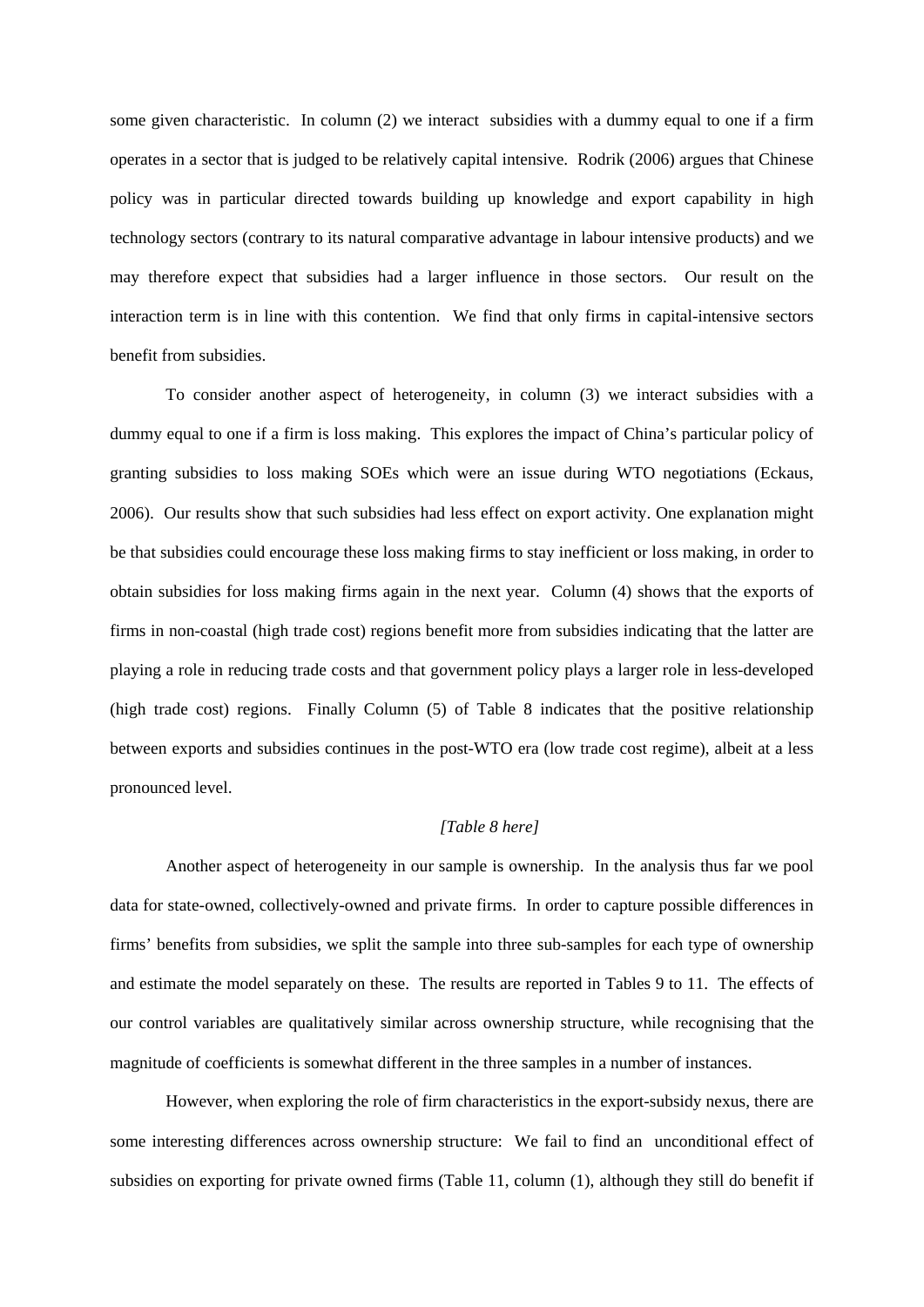some given characteristic. In column (2) we interact subsidies with a dummy equal to one if a firm operates in a sector that is judged to be relatively capital intensive. Rodrik (2006) argues that Chinese policy was in particular directed towards building up knowledge and export capability in high technology sectors (contrary to its natural comparative advantage in labour intensive products) and we may therefore expect that subsidies had a larger influence in those sectors. Our result on the interaction term is in line with this contention. We find that only firms in capital-intensive sectors benefit from subsidies.

To consider another aspect of heterogeneity, in column (3) we interact subsidies with a dummy equal to one if a firm is loss making. This explores the impact of China's particular policy of granting subsidies to loss making SOEs which were an issue during WTO negotiations (Eckaus, 2006). Our results show that such subsidies had less effect on export activity. One explanation might be that subsidies could encourage these loss making firms to stay inefficient or loss making, in order to obtain subsidies for loss making firms again in the next year. Column (4) shows that the exports of firms in non-coastal (high trade cost) regions benefit more from subsidies indicating that the latter are playing a role in reducing trade costs and that government policy plays a larger role in less-developed (high trade cost) regions. Finally Column (5) of Table 8 indicates that the positive relationship between exports and subsidies continues in the post-WTO era (low trade cost regime), albeit at a less pronounced level.

*[Table 8 here]*

Another aspect of heterogeneity in our sample is ownership. In the analysis thus far we pool data for state-owned, collectively-owned and private firms. In order to capture possible differences in firms' benefits from subsidies, we split the sample into three sub-samples for each type of ownership and estimate the model separately on these. The results are reported in Tables 9 to 11. The effects of our control variables are qualitatively similar across ownership structure, while recognising that the magnitude of coefficients is somewhat different in the three samples in a number of instances.

However, when exploring the role of firm characteristics in the export-subsidy nexus, there are some interesting differences across ownership structure: We fail to find an unconditional effect of subsidies on exporting for private owned firms (Table 11, column (1), although they still do benefit if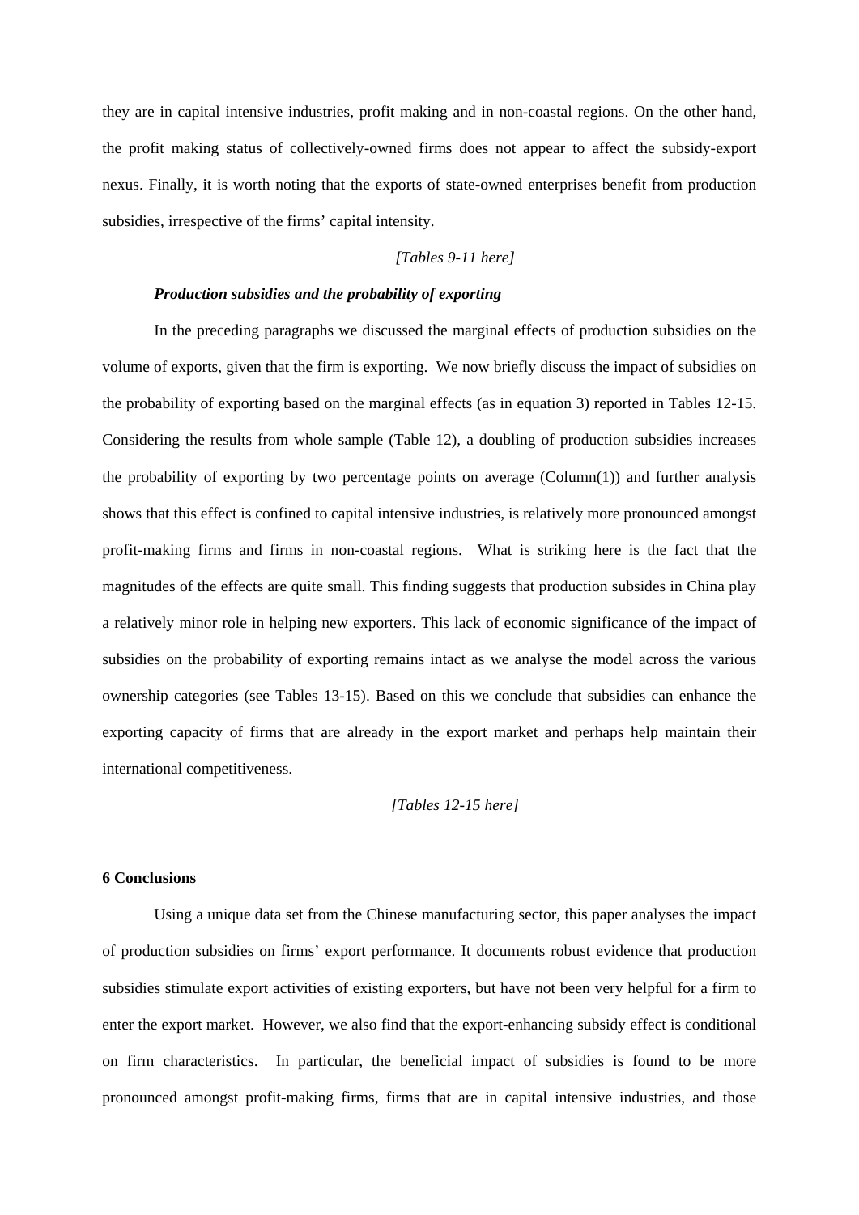they are in capital intensive industries, profit making and in non-coastal regions. On the other hand, the profit making status of collectively-owned firms does not appear to affect the subsidy-export nexus. Finally, it is worth noting that the exports of state-owned enterprises benefit from production subsidies, irrespective of the firms' capital intensity.

*[Tables 9-11 here]*

***Production subsidies and the probability of exporting***

In the preceding paragraphs we discussed the marginal effects of production subsidies on the volume of exports, given that the firm is exporting. We now briefly discuss the impact of subsidies on the probability of exporting based on the marginal effects (as in equation 3) reported in Tables 12-15. Considering the results from whole sample (Table 12), a doubling of production subsidies increases the probability of exporting by two percentage points on average (Column(1)) and further analysis shows that this effect is confined to capital intensive industries, is relatively more pronounced amongst profit-making firms and firms in non-coastal regions. What is striking here is the fact that the magnitudes of the effects are quite small. This finding suggests that production subsides in China play a relatively minor role in helping new exporters. This lack of economic significance of the impact of subsidies on the probability of exporting remains intact as we analyse the model across the various ownership categories (see Tables 13-15). Based on this we conclude that subsidies can enhance the exporting capacity of firms that are already in the export market and perhaps help maintain their international competitiveness.

*[Tables 12-15 here]*

## 6 Conclusions

Using a unique data set from the Chinese manufacturing sector, this paper analyses the impact of production subsidies on firms' export performance. It documents robust evidence that production subsidies stimulate export activities of existing exporters, but have not been very helpful for a firm to enter the export market. However, we also find that the export-enhancing subsidy effect is conditional on firm characteristics. In particular, the beneficial impact of subsidies is found to be more pronounced amongst profit-making firms, firms that are in capital intensive industries, and those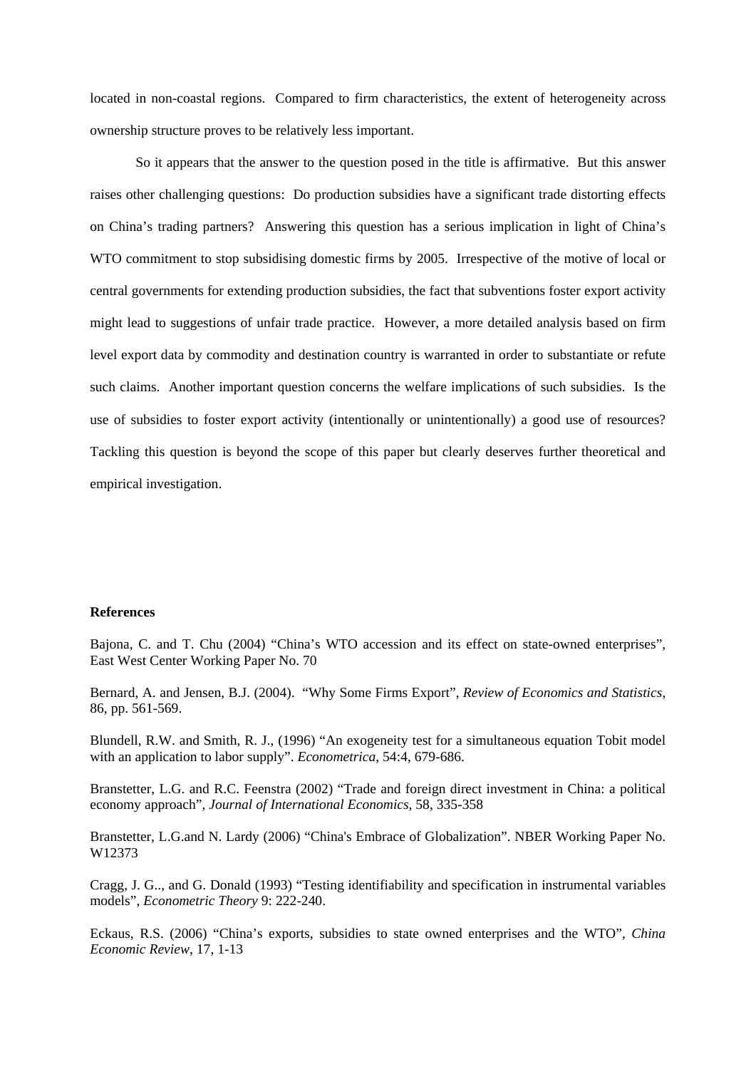located in non-coastal regions. Compared to firm characteristics, the extent of heterogeneity across ownership structure proves to be relatively less important.

So it appears that the answer to the question posed in the title is affirmative. But this answer raises other challenging questions: Do production subsidies have a significant trade distorting effects on China's trading partners? Answering this question has a serious implication in light of China's WTO commitment to stop subsidising domestic firms by 2005. Irrespective of the motive of local or central governments for extending production subsidies, the fact that subventions foster export activity might lead to suggestions of unfair trade practice. However, a more detailed analysis based on firm level export data by commodity and destination country is warranted in order to substantiate or refute such claims. Another important question concerns the welfare implications of such subsidies. Is the use of subsidies to foster export activity (intentionally or unintentionally) a good use of resources? Tackling this question is beyond the scope of this paper but clearly deserves further theoretical and empirical investigation.

**References**

Bajona, C. and T. Chu (2004) "China's WTO accession and its effect on state-owned enterprises", East West Center Working Paper No. 70

Bernard, A. and Jensen, B.J. (2004). "Why Some Firms Export", *Review of Economics and Statistics*, 86, pp. 561-569.

Blundell, R.W. and Smith, R. J., (1996) "An exogeneity test for a simultaneous equation Tobit model with an application to labor supply". *Econometrica*, 54:4, 679-686.

Branstetter, L.G. and R.C. Feenstra (2002) "Trade and foreign direct investment in China: a political economy approach", *Journal of International Economics*, 58, 335-358

Branstetter, L.G.and N. Lardy (2006) "China's Embrace of Globalization". NBER Working Paper No. W12373

Cragg, J. G.., and G. Donald (1993) "Testing identifiability and specification in instrumental variables models", *Econometric Theory* 9: 222-240.

Eckaus, R.S. (2006) "China's exports, subsidies to state owned enterprises and the WTO", *China Economic Review*, 17, 1-13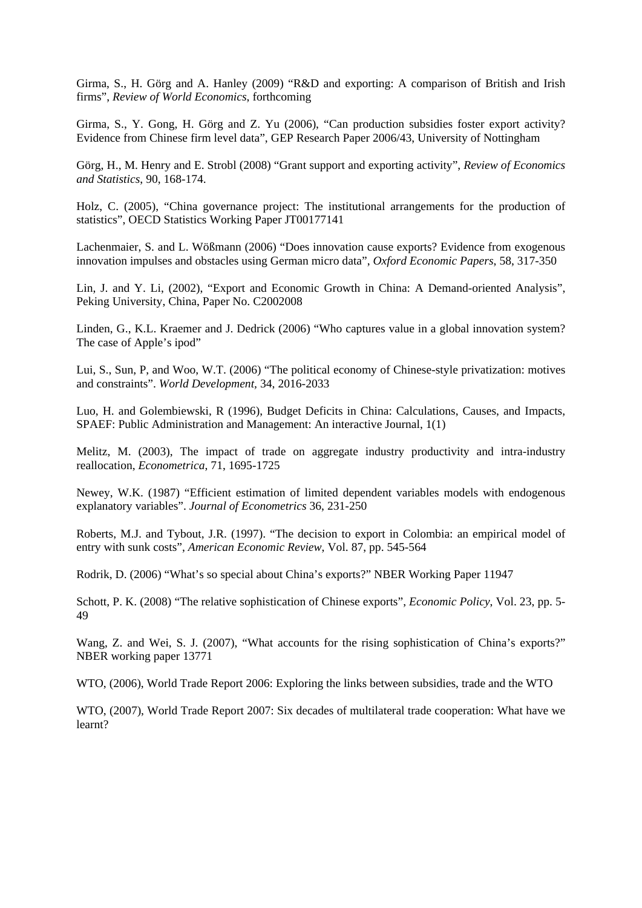Girma, S., H. Görg and A. Hanley (2009) "R&D and exporting: A comparison of British and Irish firms", *Review of World Economics*, forthcoming

Girma, S., Y. Gong, H. Görg and Z. Yu (2006), "Can production subsidies foster export activity? Evidence from Chinese firm level data", GEP Research Paper 2006/43, University of Nottingham

Görg, H., M. Henry and E. Strobl (2008) "Grant support and exporting activity", *Review of Economics and Statistics*, 90, 168-174.

Holz, C. (2005), "China governance project: The institutional arrangements for the production of statistics", OECD Statistics Working Paper JT00177141

Lachenmaier, S. and L. Wößmann (2006) "Does innovation cause exports? Evidence from exogenous innovation impulses and obstacles using German micro data", *Oxford Economic Papers*, 58, 317-350

Lin, J. and Y. Li, (2002), "Export and Economic Growth in China: A Demand-oriented Analysis", Peking University, China, Paper No. C2002008

Linden, G., K.L. Kraemer and J. Dedrick (2006) "Who captures value in a global innovation system? The case of Apple's ipod"

Lui, S., Sun, P, and Woo, W.T. (2006) "The political economy of Chinese-style privatization: motives and constraints". *World Development*, 34, 2016-2033

Luo, H. and Golembiewski, R (1996), Budget Deficits in China: Calculations, Causes, and Impacts, SPAEF: Public Administration and Management: An interactive Journal, 1(1)

Melitz, M. (2003), The impact of trade on aggregate industry productivity and intra-industry reallocation, *Econometrica*, 71, 1695-1725

Newey, W.K. (1987) "Efficient estimation of limited dependent variables models with endogenous explanatory variables". *Journal of Econometrics* 36, 231-250

Roberts, M.J. and Tybout, J.R. (1997). "The decision to export in Colombia: an empirical model of entry with sunk costs", *American Economic Review*, Vol. 87, pp. 545-564

Rodrik, D. (2006) "What's so special about China's exports?" NBER Working Paper 11947

Schott, P. K. (2008) "The relative sophistication of Chinese exports", *Economic Policy*, Vol. 23, pp. 5-49

Wang, Z. and Wei, S. J. (2007), "What accounts for the rising sophistication of China's exports?" NBER working paper 13771

WTO, (2006), World Trade Report 2006: Exploring the links between subsidies, trade and the WTO

WTO, (2007), World Trade Report 2007: Six decades of multilateral trade cooperation: What have we learnt?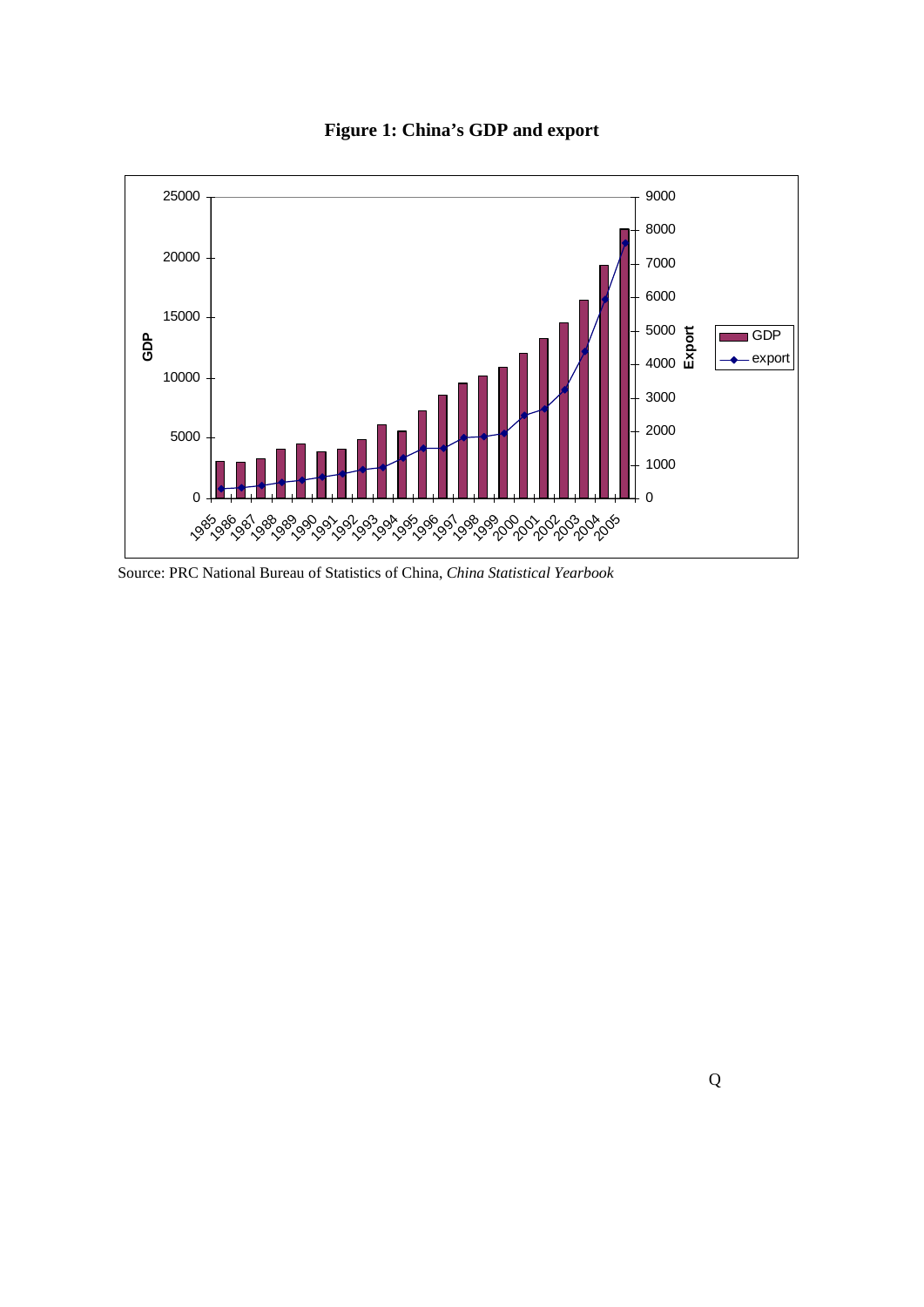**Figure 1: China's GDP and export**

Source: PRC National Bureau of Statistics of China, *China Statistical Yearbook*

Q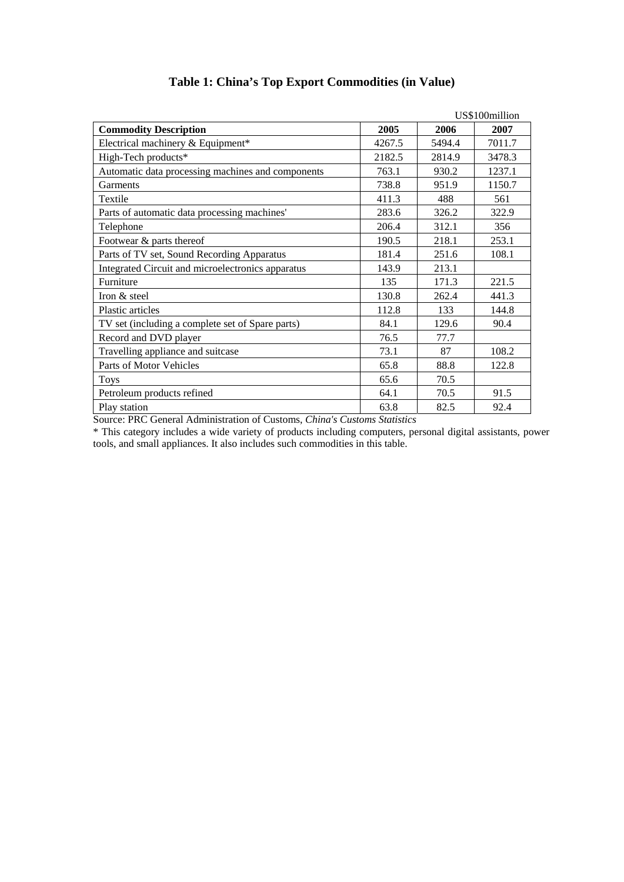**Table 1: China’s Top Export Commodities (in Value)**

US$100million

| **Commodity Description** | **2005** | **2006** | **2007** |
|---|---|---|---|
| Electrical machinery & Equipment* | 4267.5 | 5494.4 | 7011.7 |
| High-Tech products* | 2182.5 | 2814.9 | 3478.3 |
| Automatic data processing machines and components | 763.1 | 930.2 | 1237.1 |
| Garments | 738.8 | 951.9 | 1150.7 |
| Textile | 411.3 | 488 | 561 |
| Parts of automatic data processing machines' | 283.6 | 326.2 | 322.9 |
| Telephone | 206.4 | 312.1 | 356 |
| Footwear & parts thereof | 190.5 | 218.1 | 253.1 |
| Parts of TV set, Sound Recording Apparatus | 181.4 | 251.6 | 108.1 |
| Integrated Circuit and microelectronics apparatus | 143.9 | 213.1 | |
| Furniture | 135 | 171.3 | 221.5 |
| Iron & steel | 130.8 | 262.4 | 441.3 |
| Plastic articles | 112.8 | 133 | 144.8 |
| TV set (including a complete set of Spare parts) | 84.1 | 129.6 | 90.4 |
| Record and DVD player | 76.5 | 77.7 | |
| Travelling appliance and suitcase | 73.1 | 87 | 108.2 |
| Parts of Motor Vehicles | 65.8 | 88.8 | 122.8 |
| Toys | 65.6 | 70.5 | |
| Petroleum products refined | 64.1 | 70.5 | 91.5 |
| Play station | 63.8 | 82.5 | 92.4 |

Source: PRC General Administration of Customs, *China's Customs Statistics*

* This category includes a wide variety of products including computers, personal digital assistants, power tools, and small appliances. It also includes such commodities in this table.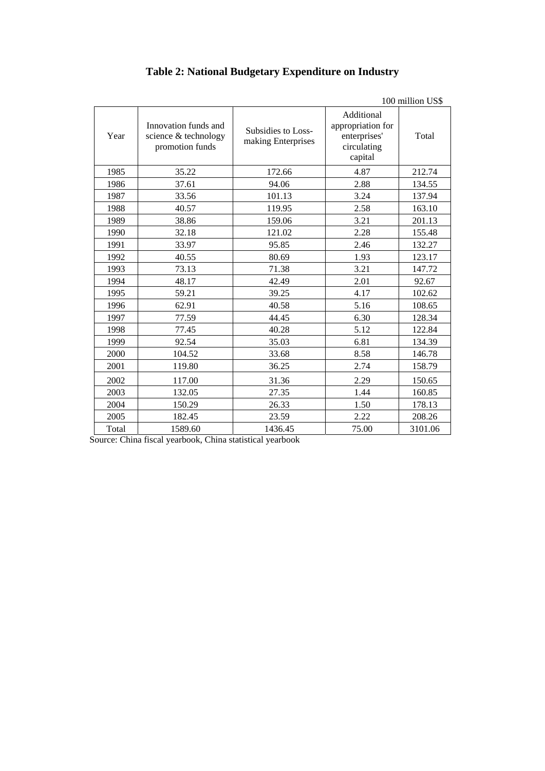**Table 2: National Budgetary Expenditure on Industry**

100 million US$

| Year | Innovation funds and science & technology promotion funds | Subsidies to Loss-making Enterprises | Additional appropriation for enterprises' circulating capital | Total |
|---|---|---|---|---|
| 1985 | 35.22 | 172.66 | 4.87 | 212.74 |
| 1986 | 37.61 | 94.06 | 2.88 | 134.55 |
| 1987 | 33.56 | 101.13 | 3.24 | 137.94 |
| 1988 | 40.57 | 119.95 | 2.58 | 163.10 |
| 1989 | 38.86 | 159.06 | 3.21 | 201.13 |
| 1990 | 32.18 | 121.02 | 2.28 | 155.48 |
| 1991 | 33.97 | 95.85 | 2.46 | 132.27 |
| 1992 | 40.55 | 80.69 | 1.93 | 123.17 |
| 1993 | 73.13 | 71.38 | 3.21 | 147.72 |
| 1994 | 48.17 | 42.49 | 2.01 | 92.67 |
| 1995 | 59.21 | 39.25 | 4.17 | 102.62 |
| 1996 | 62.91 | 40.58 | 5.16 | 108.65 |
| 1997 | 77.59 | 44.45 | 6.30 | 128.34 |
| 1998 | 77.45 | 40.28 | 5.12 | 122.84 |
| 1999 | 92.54 | 35.03 | 6.81 | 134.39 |
| 2000 | 104.52 | 33.68 | 8.58 | 146.78 |
| 2001 | 119.80 | 36.25 | 2.74 | 158.79 |
| 2002 | 117.00 | 31.36 | 2.29 | 150.65 |
| 2003 | 132.05 | 27.35 | 1.44 | 160.85 |
| 2004 | 150.29 | 26.33 | 1.50 | 178.13 |
| 2005 | 182.45 | 23.59 | 2.22 | 208.26 |
| Total | 1589.60 | 1436.45 | 75.00 | 3101.06 |

Source: China fiscal yearbook, China statistical yearbook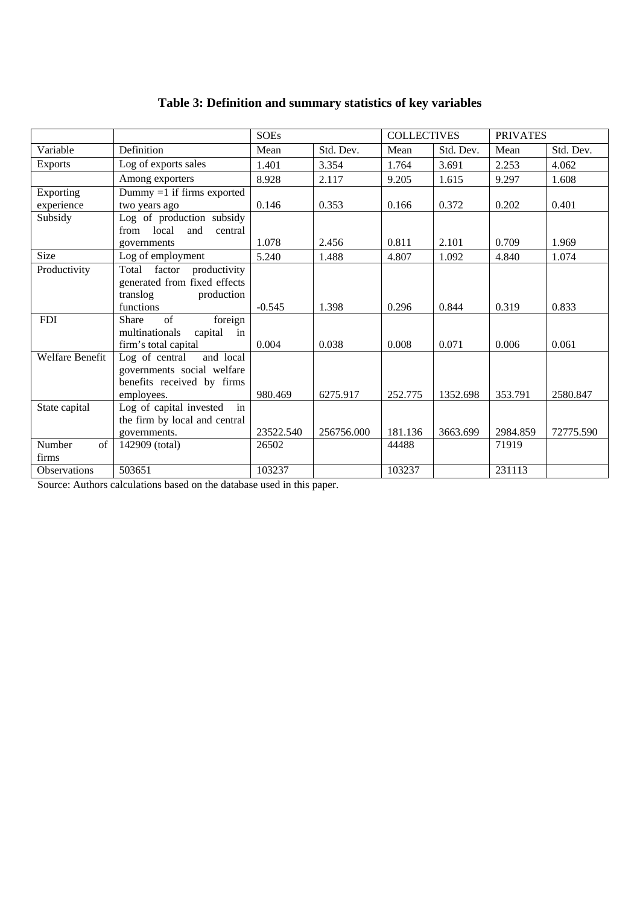**Table 3: Definition and summary statistics of key variables**

| | | SOEs | | COLLECTIVES | | PRIVATES | |
|---|---|---|---|---|---|---|---|
| Variable | Definition | Mean | Std. Dev. | Mean | Std. Dev. | Mean | Std. Dev. |
| Exports | Log of exports sales | 1.401 | 3.354 | 1.764 | 3.691 | 2.253 | 4.062 |
| | Among exporters | 8.928 | 2.117 | 9.205 | 1.615 | 9.297 | 1.608 |
| Exporting experience | Dummy =1 if firms exported two years ago | 0.146 | 0.353 | 0.166 | 0.372 | 0.202 | 0.401 |
| Subsidy | Log of production subsidy from local and central governments | 1.078 | 2.456 | 0.811 | 2.101 | 0.709 | 1.969 |
| Size | Log of employment | 5.240 | 1.488 | 4.807 | 1.092 | 4.840 | 1.074 |
| Productivity | Total factor productivity generated from fixed effects translog production functions | -0.545 | 1.398 | 0.296 | 0.844 | 0.319 | 0.833 |
| FDI | Share of foreign multinationals capital in firm's total capital | 0.004 | 0.038 | 0.008 | 0.071 | 0.006 | 0.061 |
| Welfare Benefit | Log of central and local governments social welfare benefits received by firms employees. | 980.469 | 6275.917 | 252.775 | 1352.698 | 353.791 | 2580.847 |
| State capital | Log of capital invested in the firm by local and central governments. | 23522.540 | 256756.000 | 181.136 | 3663.699 | 2984.859 | 72775.590 |
| Number of firms | 142909 (total) | 26502 | | 44488 | | 71919 | |
| Observations | 503651 | 103237 | | 103237 | | 231113 | |

Source: Authors calculations based on the database used in this paper.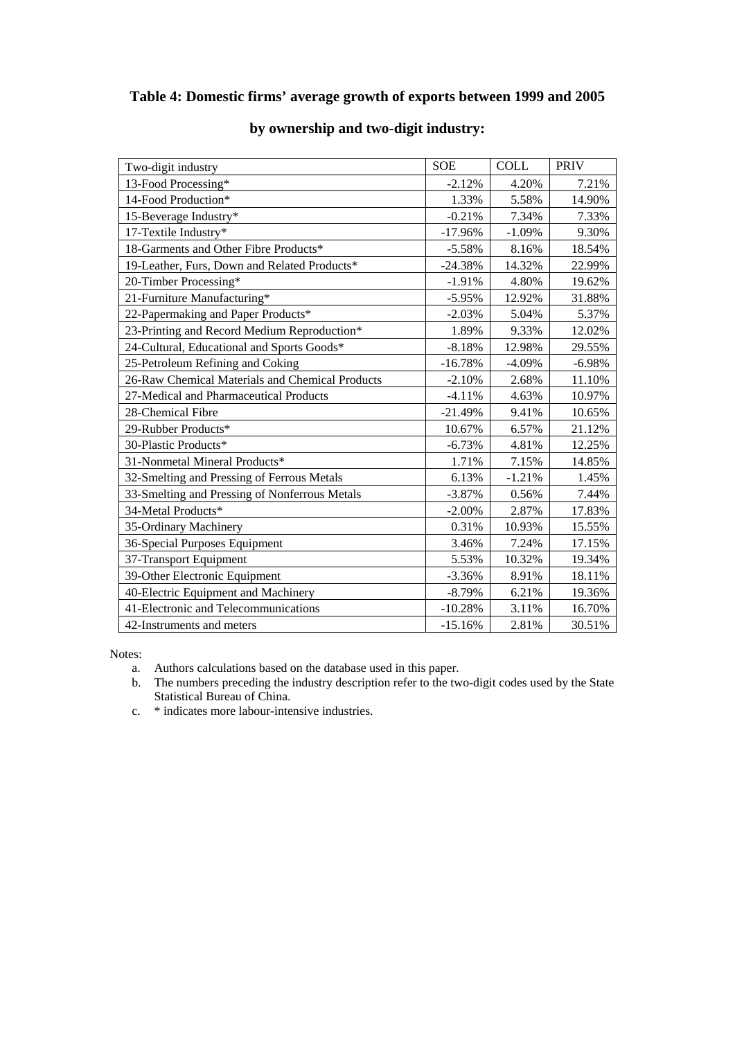**Table 4: Domestic firms' average growth of exports between 1999 and 2005**

**by ownership and two-digit industry:**

| Two-digit industry | SOE | COLL | PRIV |
|---|---|---|---|
| 13-Food Processing* | -2.12% | 4.20% | 7.21% |
| 14-Food Production* | 1.33% | 5.58% | 14.90% |
| 15-Beverage Industry* | -0.21% | 7.34% | 7.33% |
| 17-Textile Industry* | -17.96% | -1.09% | 9.30% |
| 18-Garments and Other Fibre Products* | -5.58% | 8.16% | 18.54% |
| 19-Leather, Furs, Down and Related Products* | -24.38% | 14.32% | 22.99% |
| 20-Timber Processing* | -1.91% | 4.80% | 19.62% |
| 21-Furniture Manufacturing* | -5.95% | 12.92% | 31.88% |
| 22-Papermaking and Paper Products* | -2.03% | 5.04% | 5.37% |
| 23-Printing and Record Medium Reproduction* | 1.89% | 9.33% | 12.02% |
| 24-Cultural, Educational and Sports Goods* | -8.18% | 12.98% | 29.55% |
| 25-Petroleum Refining and Coking | -16.78% | -4.09% | -6.98% |
| 26-Raw Chemical Materials and Chemical Products | -2.10% | 2.68% | 11.10% |
| 27-Medical and Pharmaceutical Products | -4.11% | 4.63% | 10.97% |
| 28-Chemical Fibre | -21.49% | 9.41% | 10.65% |
| 29-Rubber Products* | 10.67% | 6.57% | 21.12% |
| 30-Plastic Products* | -6.73% | 4.81% | 12.25% |
| 31-Nonmetal Mineral Products* | 1.71% | 7.15% | 14.85% |
| 32-Smelting and Pressing of Ferrous Metals | 6.13% | -1.21% | 1.45% |
| 33-Smelting and Pressing of Nonferrous Metals | -3.87% | 0.56% | 7.44% |
| 34-Metal Products* | -2.00% | 2.87% | 17.83% |
| 35-Ordinary Machinery | 0.31% | 10.93% | 15.55% |
| 36-Special Purposes Equipment | 3.46% | 7.24% | 17.15% |
| 37-Transport Equipment | 5.53% | 10.32% | 19.34% |
| 39-Other Electronic Equipment | -3.36% | 8.91% | 18.11% |
| 40-Electric Equipment and Machinery | -8.79% | 6.21% | 19.36% |
| 41-Electronic and Telecommunications | -10.28% | 3.11% | 16.70% |
| 42-Instruments and meters | -15.16% | 2.81% | 30.51% |

Notes:

a. Authors calculations based on the database used in this paper.

b. The numbers preceding the industry description refer to the two-digit codes used by the State Statistical Bureau of China.

c. * indicates more labour-intensive industries.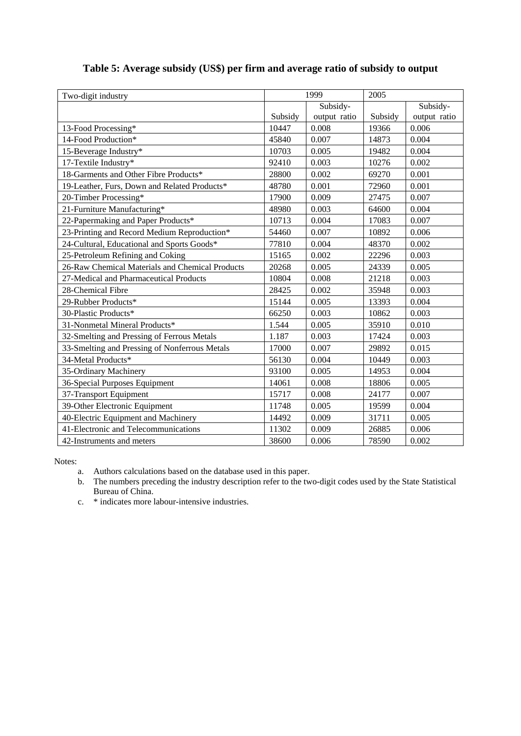**Table 5: Average subsidy (US$) per firm and average ratio of subsidy to output**

| Two-digit industry | 1999 | | 2005 | |
|---|---|---|---|---|
| | Subsidy | Subsidy-output ratio | Subsidy | Subsidy-output ratio |
| 13-Food Processing* | 10447 | 0.008 | 19366 | 0.006 |
| 14-Food Production* | 45840 | 0.007 | 14873 | 0.004 |
| 15-Beverage Industry* | 10703 | 0.005 | 19482 | 0.004 |
| 17-Textile Industry* | 92410 | 0.003 | 10276 | 0.002 |
| 18-Garments and Other Fibre Products* | 28800 | 0.002 | 69270 | 0.001 |
| 19-Leather, Furs, Down and Related Products* | 48780 | 0.001 | 72960 | 0.001 |
| 20-Timber Processing* | 17900 | 0.009 | 27475 | 0.007 |
| 21-Furniture Manufacturing* | 48980 | 0.003 | 64600 | 0.004 |
| 22-Papermaking and Paper Products* | 10713 | 0.004 | 17083 | 0.007 |
| 23-Printing and Record Medium Reproduction* | 54460 | 0.007 | 10892 | 0.006 |
| 24-Cultural, Educational and Sports Goods* | 77810 | 0.004 | 48370 | 0.002 |
| 25-Petroleum Refining and Coking | 15165 | 0.002 | 22296 | 0.003 |
| 26-Raw Chemical Materials and Chemical Products | 20268 | 0.005 | 24339 | 0.005 |
| 27-Medical and Pharmaceutical Products | 10804 | 0.008 | 21218 | 0.003 |
| 28-Chemical Fibre | 28425 | 0.002 | 35948 | 0.003 |
| 29-Rubber Products* | 15144 | 0.005 | 13393 | 0.004 |
| 30-Plastic Products* | 66250 | 0.003 | 10862 | 0.003 |
| 31-Nonmetal Mineral Products* | 1.544 | 0.005 | 35910 | 0.010 |
| 32-Smelting and Pressing of Ferrous Metals | 1.187 | 0.003 | 17424 | 0.003 |
| 33-Smelting and Pressing of Nonferrous Metals | 17000 | 0.007 | 29892 | 0.015 |
| 34-Metal Products* | 56130 | 0.004 | 10449 | 0.003 |
| 35-Ordinary Machinery | 93100 | 0.005 | 14953 | 0.004 |
| 36-Special Purposes Equipment | 14061 | 0.008 | 18806 | 0.005 |
| 37-Transport Equipment | 15717 | 0.008 | 24177 | 0.007 |
| 39-Other Electronic Equipment | 11748 | 0.005 | 19599 | 0.004 |
| 40-Electric Equipment and Machinery | 14492 | 0.009 | 31711 | 0.005 |
| 41-Electronic and Telecommunications | 11302 | 0.009 | 26885 | 0.006 |
| 42-Instruments and meters | 38600 | 0.006 | 78590 | 0.002 |

Notes:

a. Authors calculations based on the database used in this paper.
b. The numbers preceding the industry description refer to the two-digit codes used by the State Statistical Bureau of China.
c. * indicates more labour-intensive industries.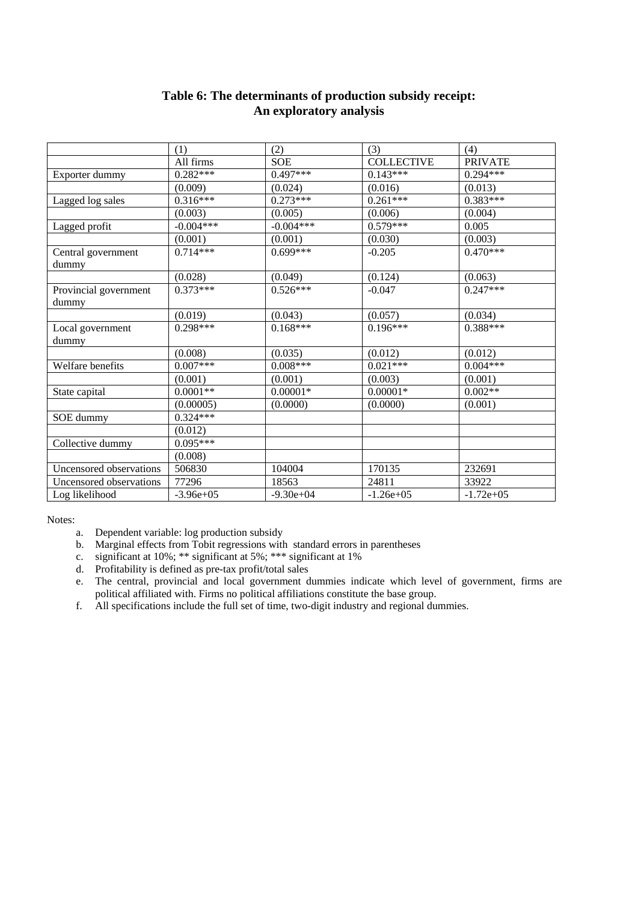**Table 6: The determinants of production subsidy receipt: An exploratory analysis**

| | (1) | (2) | (3) | (4) |
|---|---|---|---|---|
| | All firms | SOE | COLLECTIVE | PRIVATE |
| Exporter dummy | 0.282*** | 0.497*** | 0.143*** | 0.294*** |
| | (0.009) | (0.024) | (0.016) | (0.013) |
| Lagged log sales | 0.316*** | 0.273*** | 0.261*** | 0.383*** |
| | (0.003) | (0.005) | (0.006) | (0.004) |
| Lagged profit | -0.004*** | -0.004*** | 0.579*** | 0.005 |
| | (0.001) | (0.001) | (0.030) | (0.003) |
| Central government dummy | 0.714*** | 0.699*** | -0.205 | 0.470*** |
| | (0.028) | (0.049) | (0.124) | (0.063) |
| Provincial government dummy | 0.373*** | 0.526*** | -0.047 | 0.247*** |
| | (0.019) | (0.043) | (0.057) | (0.034) |
| Local government dummy | 0.298*** | 0.168*** | 0.196*** | 0.388*** |
| | (0.008) | (0.035) | (0.012) | (0.012) |
| Welfare benefits | 0.007*** | 0.008*** | 0.021*** | 0.004*** |
| | (0.001) | (0.001) | (0.003) | (0.001) |
| State capital | 0.0001** | 0.00001* | 0.00001* | 0.002** |
| | (0.00005) | (0.0000) | (0.0000) | (0.001) |
| SOE dummy | 0.324*** | | | |
| | (0.012) | | | |
| Collective dummy | 0.095*** | | | |
| | (0.008) | | | |
| Uncensored observations | 506830 | 104004 | 170135 | 232691 |
| Uncensored observations | 77296 | 18563 | 24811 | 33922 |
| Log likelihood | -3.96e+05 | -9.30e+04 | -1.26e+05 | -1.72e+05 |

Notes:

a. Dependent variable: log production subsidy
b. Marginal effects from Tobit regressions with standard errors in parentheses
c. significant at 10%; ** significant at 5%; *** significant at 1%
d. Profitability is defined as pre-tax profit/total sales
e. The central, provincial and local government dummies indicate which level of government, firms are political affiliated with. Firms no political affiliations constitute the base group.
f. All specifications include the full set of time, two-digit industry and regional dummies.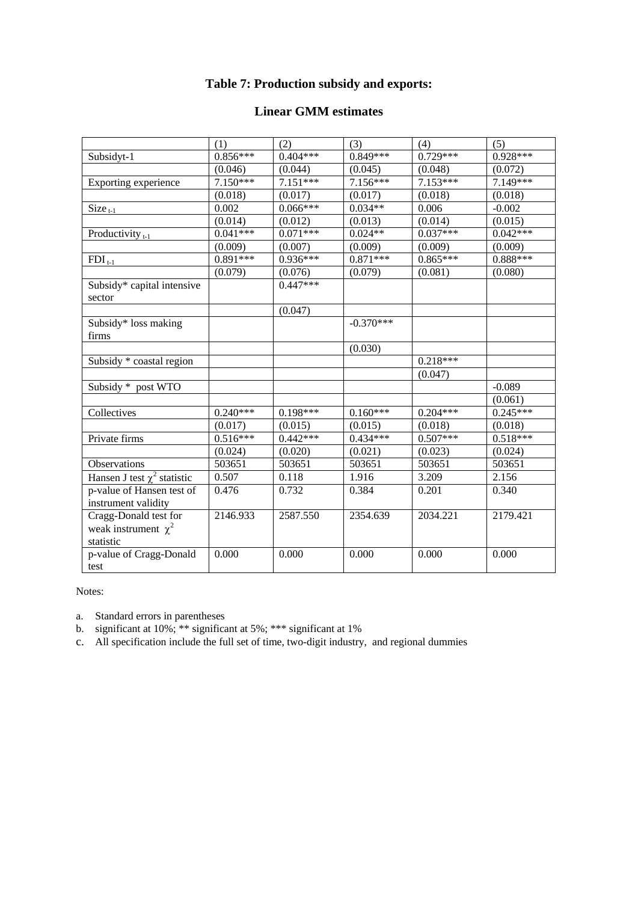# Table 7: Production subsidy and exports:

## Linear GMM estimates

| | (1) | (2) | (3) | (4) | (5) |
|---|---|---|---|---|---|
| Subsidyt-1 | 0.856*** | 0.404*** | 0.849*** | 0.729*** | 0.928*** |
| | (0.046) | (0.044) | (0.045) | (0.048) | (0.072) |
| Exporting experience | 7.150*** | 7.151*** | 7.156*** | 7.153*** | 7.149*** |
| | (0.018) | (0.017) | (0.017) | (0.018) | (0.018) |
| $Size_{t-1}$ | 0.002 | 0.066*** | 0.034** | 0.006 | -0.002 |
| | (0.014) | (0.012) | (0.013) | (0.014) | (0.015) |
| $Productivity_{t-1}$ | 0.041*** | 0.071*** | 0.024** | 0.037*** | 0.042*** |
| | (0.009) | (0.007) | (0.009) | (0.009) | (0.009) |
| $FDI_{t-1}$ | 0.891*** | 0.936*** | 0.871*** | 0.865*** | 0.888*** |
| | (0.079) | (0.076) | (0.079) | (0.081) | (0.080) |
| Subsidy* capital intensive sector | | 0.447*** | | | |
| | | (0.047) | | | |
| Subsidy* loss making firms | | | -0.370*** | | |
| | | | (0.030) | | |
| Subsidy * coastal region | | | | 0.218*** | |
| | | | | (0.047) | |
| Subsidy * post WTO | | | | | -0.089 |
| | | | | | (0.061) |
| Collectives | 0.240*** | 0.198*** | 0.160*** | 0.204*** | 0.245*** |
| | (0.017) | (0.015) | (0.015) | (0.018) | (0.018) |
| Private firms | 0.516*** | 0.442*** | 0.434*** | 0.507*** | 0.518*** |
| | (0.024) | (0.020) | (0.021) | (0.023) | (0.024) |
| Observations | 503651 | 503651 | 503651 | 503651 | 503651 |
| Hansen J test $\chi^2$ statistic | 0.507 | 0.118 | 1.916 | 3.209 | 2.156 |
| p-value of Hansen test of instrument validity | 0.476 | 0.732 | 0.384 | 0.201 | 0.340 |
| Cragg-Donald test for weak instrument $\chi^2$ statistic | 2146.933 | 2587.550 | 2354.639 | 2034.221 | 2179.421 |
| p-value of Cragg-Donald test | 0.000 | 0.000 | 0.000 | 0.000 | 0.000 |

Notes:

a. Standard errors in parentheses
b. significant at 10%; ** significant at 5%; *** significant at 1%
c. All specification include the full set of time, two-digit industry, and regional dummies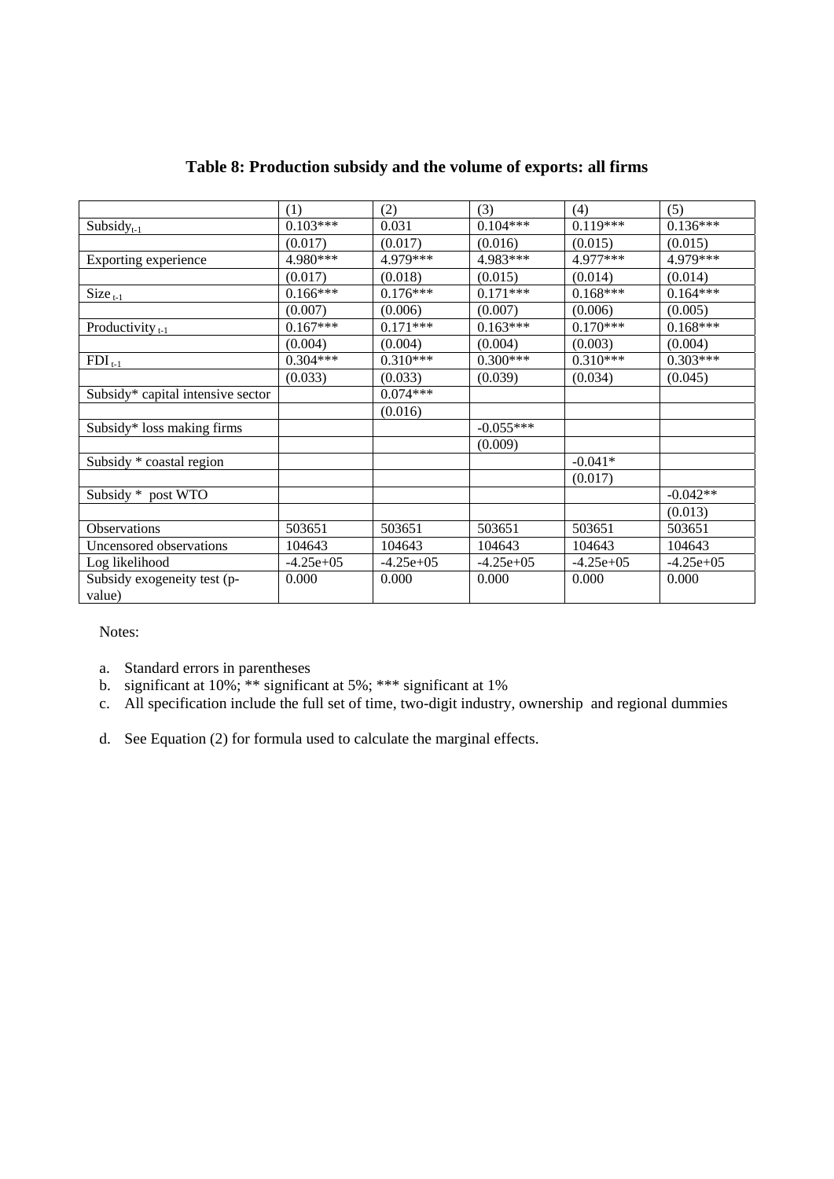**Table 8: Production subsidy and the volume of exports: all firms**

| | (1) | (2) | (3) | (4) | (5) |
|---|---|---|---|---|---|
| $Subsidy_{t-1}$ | 0.103*** | 0.031 | 0.104*** | 0.119*** | 0.136*** |
| | (0.017) | (0.017) | (0.016) | (0.015) | (0.015) |
| Exporting experience | 4.980*** | 4.979*** | 4.983*** | 4.977*** | 4.979*** |
| | (0.017) | (0.018) | (0.015) | (0.014) | (0.014) |
| $Size_{t-1}$ | 0.166*** | 0.176*** | 0.171*** | 0.168*** | 0.164*** |
| | (0.007) | (0.006) | (0.007) | (0.006) | (0.005) |
| $Productivity_{t-1}$ | 0.167*** | 0.171*** | 0.163*** | 0.170*** | 0.168*** |
| | (0.004) | (0.004) | (0.004) | (0.003) | (0.004) |
| $FDI_{t-1}$ | 0.304*** | 0.310*** | 0.300*** | 0.310*** | 0.303*** |
| | (0.033) | (0.033) | (0.039) | (0.034) | (0.045) |
| Subsidy* capital intensive sector | | 0.074*** | | | |
| | | (0.016) | | | |
| Subsidy* loss making firms | | | -0.055*** | | |
| | | | (0.009) | | |
| Subsidy * coastal region | | | | -0.041* | |
| | | | | (0.017) | |
| Subsidy * post WTO | | | | | -0.042** |
| | | | | | (0.013) |
| Observations | 503651 | 503651 | 503651 | 503651 | 503651 |
| Uncensored observations | 104643 | 104643 | 104643 | 104643 | 104643 |
| Log likelihood | -4.25e+05 | -4.25e+05 | -4.25e+05 | -4.25e+05 | -4.25e+05 |
| Subsidy exogeneity test (p-value) | 0.000 | 0.000 | 0.000 | 0.000 | 0.000 |

Notes:

a. Standard errors in parentheses
b. significant at 10%; ** significant at 5%; *** significant at 1%
c. All specification include the full set of time, two-digit industry, ownership and regional dummies

d. See Equation (2) for formula used to calculate the marginal effects.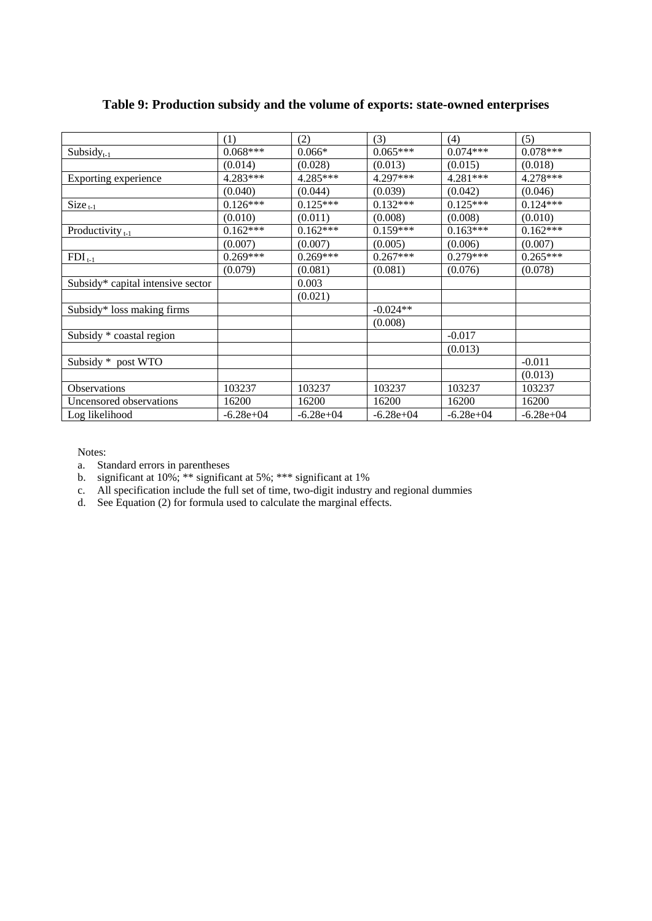### Table 9: Production subsidy and the volume of exports: state-owned enterprises

| | (1) | (2) | (3) | (4) | (5) |
|---|---|---|---|---|---|
| $\text{Subsidy}_{t-1}$ | 0.068*** | 0.066* | 0.065*** | 0.074*** | 0.078*** |
| | (0.014) | (0.028) | (0.013) | (0.015) | (0.018) |
| Exporting experience | 4.283*** | 4.285*** | 4.297*** | 4.281*** | 4.278*** |
| | (0.040) | (0.044) | (0.039) | (0.042) | (0.046) |
| $\text{Size}_{t-1}$ | 0.126*** | 0.125*** | 0.132*** | 0.125*** | 0.124*** |
| | (0.010) | (0.011) | (0.008) | (0.008) | (0.010) |
| $\text{Productivity}_{t-1}$ | 0.162*** | 0.162*** | 0.159*** | 0.163*** | 0.162*** |
| | (0.007) | (0.007) | (0.005) | (0.006) | (0.007) |
| $\text{FDI}_{t-1}$ | 0.269*** | 0.269*** | 0.267*** | 0.279*** | 0.265*** |
| | (0.079) | (0.081) | (0.081) | (0.076) | (0.078) |
| Subsidy* capital intensive sector | | 0.003 | | | |
| | | (0.021) | | | |
| Subsidy* loss making firms | | | -0.024** | | |
| | | | (0.008) | | |
| Subsidy * coastal region | | | | -0.017 | |
| | | | | (0.013) | |
| Subsidy * post WTO | | | | | -0.011 |
| | | | | | (0.013) |
| Observations | 103237 | 103237 | 103237 | 103237 | 103237 |
| Uncensored observations | 16200 | 16200 | 16200 | 16200 | 16200 |
| Log likelihood | -6.28e+04 | -6.28e+04 | -6.28e+04 | -6.28e+04 | -6.28e+04 |

Notes:

a. Standard errors in parentheses
b. significant at 10%; ** significant at 5%; *** significant at 1%
c. All specification include the full set of time, two-digit industry and regional dummies
d. See Equation (2) for formula used to calculate the marginal effects.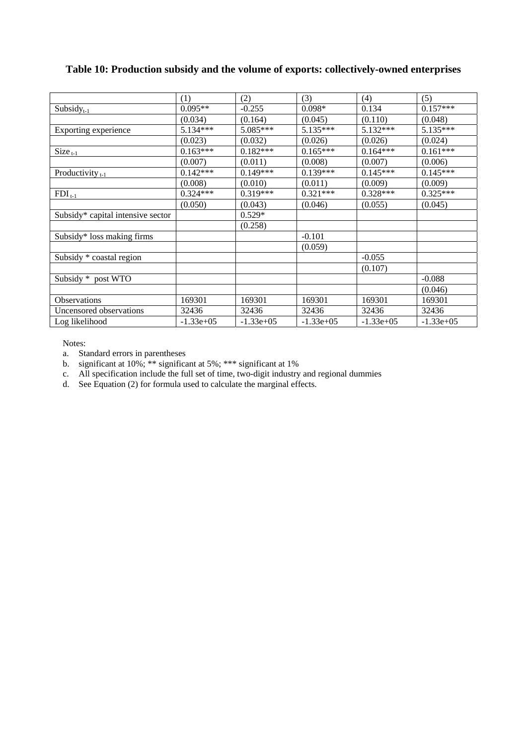**Table 10: Production subsidy and the volume of exports: collectively-owned enterprises**

| | (1) | (2) | (3) | (4) | (5) |
|---|---|---|---|---|---|
| $Subsidy_{t-1}$ | 0.095** | -0.255 | 0.098* | 0.134 | 0.157*** |
| | (0.034) | (0.164) | (0.045) | (0.110) | (0.048) |
| Exporting experience | 5.134*** | 5.085*** | 5.135*** | 5.132*** | 5.135*** |
| | (0.023) | (0.032) | (0.026) | (0.026) | (0.024) |
| $Size_{t-1}$ | 0.163*** | 0.182*** | 0.165*** | 0.164*** | 0.161*** |
| | (0.007) | (0.011) | (0.008) | (0.007) | (0.006) |
| $Productivity_{t-1}$ | 0.142*** | 0.149*** | 0.139*** | 0.145*** | 0.145*** |
| | (0.008) | (0.010) | (0.011) | (0.009) | (0.009) |
| $FDI_{t-1}$ | 0.324*** | 0.319*** | 0.321*** | 0.328*** | 0.325*** |
| | (0.050) | (0.043) | (0.046) | (0.055) | (0.045) |
| Subsidy* capital intensive sector | | 0.529* | | | |
| | | (0.258) | | | |
| Subsidy* loss making firms | | | -0.101 | | |
| | | | (0.059) | | |
| Subsidy * coastal region | | | | -0.055 | |
| | | | | (0.107) | |
| Subsidy * post WTO | | | | | -0.088 |
| | | | | | (0.046) |
| Observations | 169301 | 169301 | 169301 | 169301 | 169301 |
| Uncensored observations | 32436 | 32436 | 32436 | 32436 | 32436 |
| Log likelihood | -1.33e+05 | -1.33e+05 | -1.33e+05 | -1.33e+05 | -1.33e+05 |

Notes:

a. Standard errors in parentheses
b. significant at 10%; ** significant at 5%; *** significant at 1%
c. All specification include the full set of time, two-digit industry and regional dummies
d. See Equation (2) for formula used to calculate the marginal effects.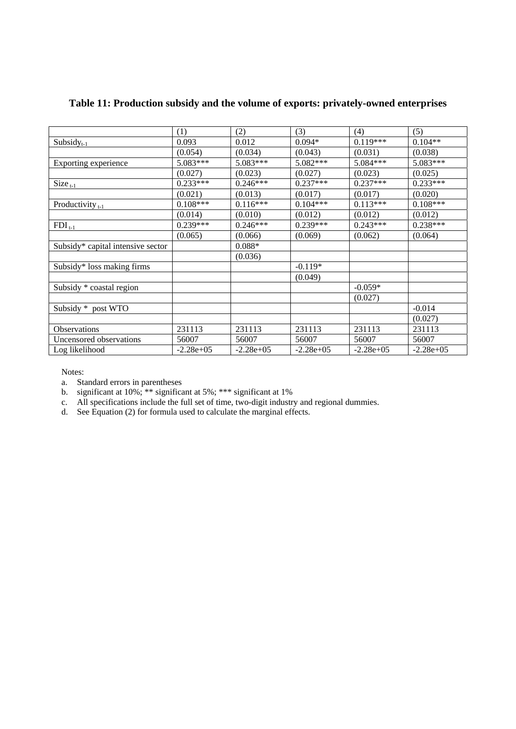**Table 11: Production subsidy and the volume of exports: privately-owned enterprises**

| | (1) | (2) | (3) | (4) | (5) |
|---|---|---|---|---|---|
| $Subsidy_{t-1}$ | 0.093 | 0.012 | 0.094* | 0.119*** | 0.104** |
| | (0.054) | (0.034) | (0.043) | (0.031) | (0.038) |
| Exporting experience | 5.083*** | 5.083*** | 5.082*** | 5.084*** | 5.083*** |
| | (0.027) | (0.023) | (0.027) | (0.023) | (0.025) |
| $Size_{t-1}$ | 0.233*** | 0.246*** | 0.237*** | 0.237*** | 0.233*** |
| | (0.021) | (0.013) | (0.017) | (0.017) | (0.020) |
| $Productivity_{t-1}$ | 0.108*** | 0.116*** | 0.104*** | 0.113*** | 0.108*** |
| | (0.014) | (0.010) | (0.012) | (0.012) | (0.012) |
| $FDI_{t-1}$ | 0.239*** | 0.246*** | 0.239*** | 0.243*** | 0.238*** |
| | (0.065) | (0.066) | (0.069) | (0.062) | (0.064) |
| Subsidy* capital intensive sector | | 0.088* | | | |
| | | (0.036) | | | |
| Subsidy* loss making firms | | | -0.119* | | |
| | | | (0.049) | | |
| Subsidy * coastal region | | | | -0.059* | |
| | | | | (0.027) | |
| Subsidy * post WTO | | | | | -0.014 |
| | | | | | (0.027) |
| Observations | 231113 | 231113 | 231113 | 231113 | 231113 |
| Uncensored observations | 56007 | 56007 | 56007 | 56007 | 56007 |
| Log likelihood | -2.28e+05 | -2.28e+05 | -2.28e+05 | -2.28e+05 | -2.28e+05 |

Notes:

a. Standard errors in parentheses
b. significant at 10%; ** significant at 5%; *** significant at 1%
c. All specifications include the full set of time, two-digit industry and regional dummies.
d. See Equation (2) for formula used to calculate the marginal effects.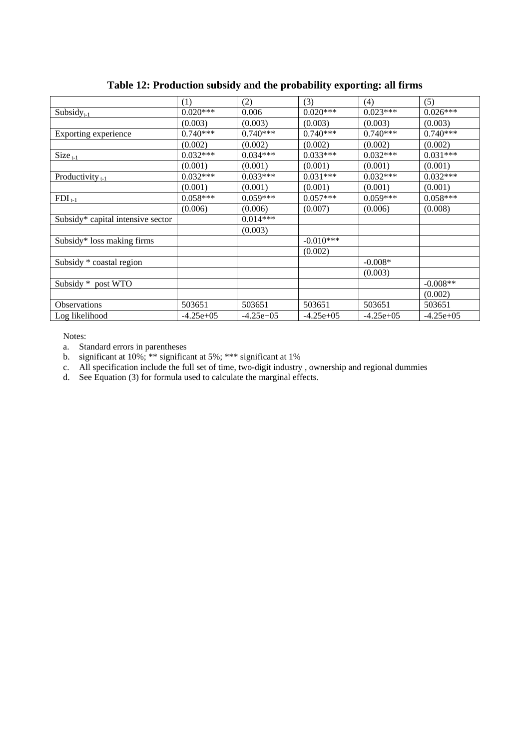**Table 12: Production subsidy and the probability exporting: all firms**

| | (1) | (2) | (3) | (4) | (5) |
|---|---|---|---|---|---|
| $Subsidy_{t-1}$ | 0.020*** | 0.006 | 0.020*** | 0.023*** | 0.026*** |
| | (0.003) | (0.003) | (0.003) | (0.003) | (0.003) |
| Exporting experience | 0.740*** | 0.740*** | 0.740*** | 0.740*** | 0.740*** |
| | (0.002) | (0.002) | (0.002) | (0.002) | (0.002) |
| $Size_{t-1}$ | 0.032*** | 0.034*** | 0.033*** | 0.032*** | 0.031*** |
| | (0.001) | (0.001) | (0.001) | (0.001) | (0.001) |
| $Productivity_{t-1}$ | 0.032*** | 0.033*** | 0.031*** | 0.032*** | 0.032*** |
| | (0.001) | (0.001) | (0.001) | (0.001) | (0.001) |
| $FDI_{t-1}$ | 0.058*** | 0.059*** | 0.057*** | 0.059*** | 0.058*** |
| | (0.006) | (0.006) | (0.007) | (0.006) | (0.008) |
| Subsidy* capital intensive sector | | 0.014*** | | | |
| | | (0.003) | | | |
| Subsidy* loss making firms | | | -0.010*** | | |
| | | | (0.002) | | |
| Subsidy * coastal region | | | | -0.008* | |
| | | | | (0.003) | |
| Subsidy * post WTO | | | | | -0.008** |
| | | | | | (0.002) |
| Observations | 503651 | 503651 | 503651 | 503651 | 503651 |
| Log likelihood | -4.25e+05 | -4.25e+05 | -4.25e+05 | -4.25e+05 | -4.25e+05 |

Notes:

a. Standard errors in parentheses

b. significant at 10%; ** significant at 5%; *** significant at 1%

c. All specification include the full set of time, two-digit industry , ownership and regional dummies

d. See Equation (3) for formula used to calculate the marginal effects.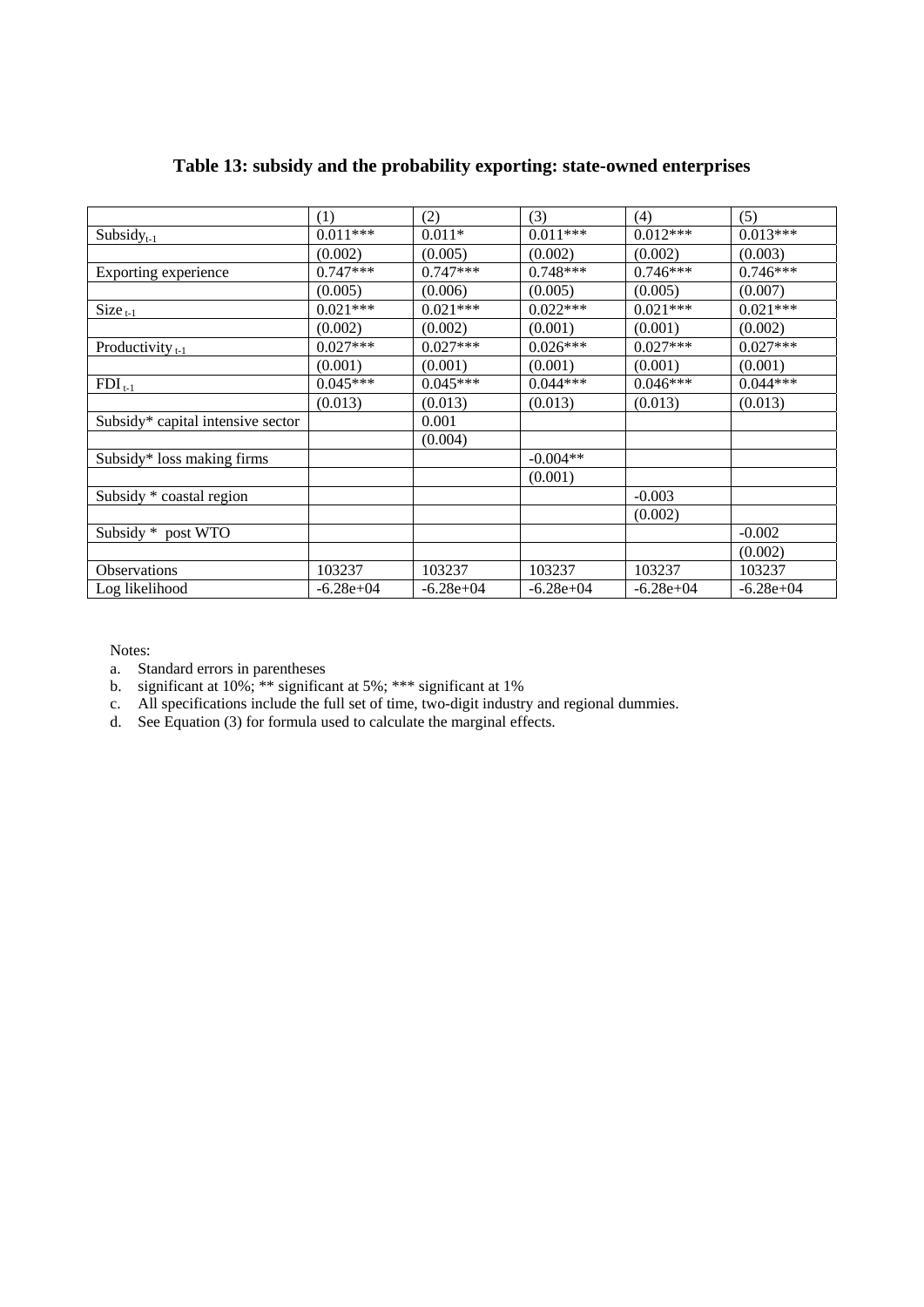### Table 13: subsidy and the probability exporting: state-owned enterprises

| | (1) | (2) | (3) | (4) | (5) |
|---|---|---|---|---|---|
| $Subsidy_{t-1}$ | 0.011*** | 0.011* | 0.011*** | 0.012*** | 0.013*** |
| | (0.002) | (0.005) | (0.002) | (0.002) | (0.003) |
| Exporting experience | 0.747*** | 0.747*** | 0.748*** | 0.746*** | 0.746*** |
| | (0.005) | (0.006) | (0.005) | (0.005) | (0.007) |
| $Size_{t-1}$ | 0.021*** | 0.021*** | 0.022*** | 0.021*** | 0.021*** |
| | (0.002) | (0.002) | (0.001) | (0.001) | (0.002) |
| $Productivity_{t-1}$ | 0.027*** | 0.027*** | 0.026*** | 0.027*** | 0.027*** |
| | (0.001) | (0.001) | (0.001) | (0.001) | (0.001) |
| $FDI_{t-1}$ | 0.045*** | 0.045*** | 0.044*** | 0.046*** | 0.044*** |
| | (0.013) | (0.013) | (0.013) | (0.013) | (0.013) |
| Subsidy* capital intensive sector | | 0.001 | | | |
| | | (0.004) | | | |
| Subsidy* loss making firms | | | -0.004** | | |
| | | | (0.001) | | |
| Subsidy * coastal region | | | | -0.003 | |
| | | | | (0.002) | |
| Subsidy * post WTO | | | | | -0.002 |
| | | | | | (0.002) |
| Observations | 103237 | 103237 | 103237 | 103237 | 103237 |
| Log likelihood | -6.28e+04 | -6.28e+04 | -6.28e+04 | -6.28e+04 | -6.28e+04 |

Notes:

a. Standard errors in parentheses
b. significant at 10%; ** significant at 5%; *** significant at 1%
c. All specifications include the full set of time, two-digit industry and regional dummies.
d. See Equation (3) for formula used to calculate the marginal effects.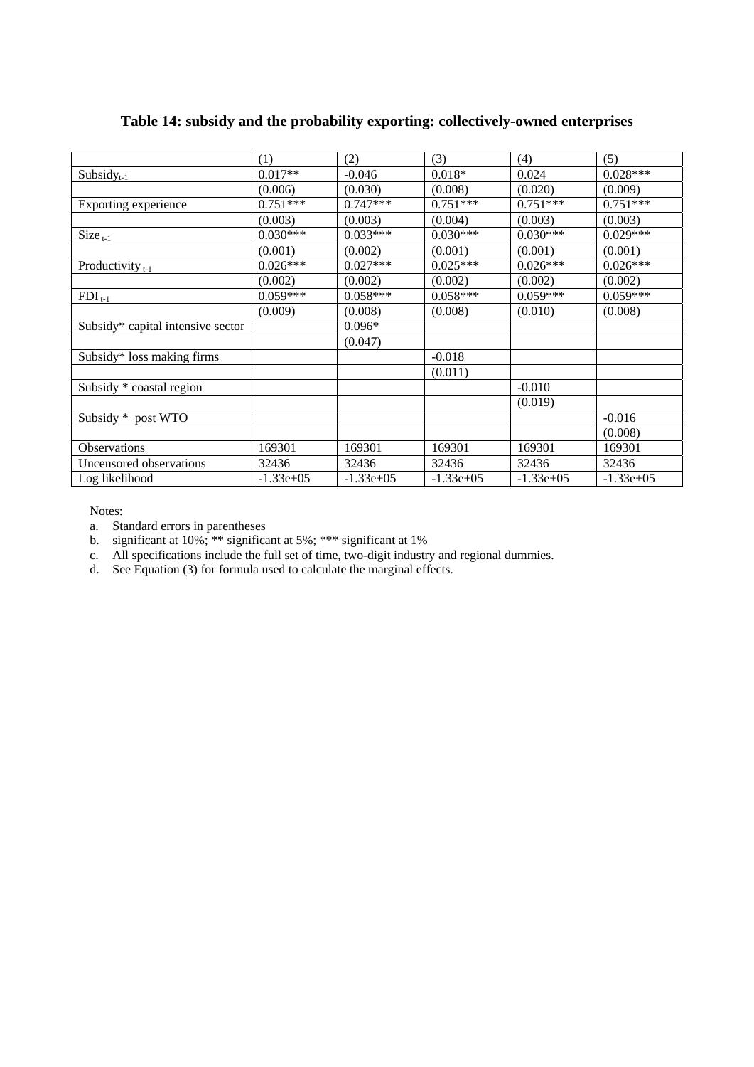**Table 14: subsidy and the probability exporting: collectively-owned enterprises**

| | (1) | (2) | (3) | (4) | (5) |
|---|---|---|---|---|---|
| $Subsidy_{t-1}$ | 0.017** | -0.046 | 0.018* | 0.024 | 0.028*** |
| | (0.006) | (0.030) | (0.008) | (0.020) | (0.009) |
| Exporting experience | 0.751*** | 0.747*** | 0.751*** | 0.751*** | 0.751*** |
| | (0.003) | (0.003) | (0.004) | (0.003) | (0.003) |
| $Size_{t-1}$ | 0.030*** | 0.033*** | 0.030*** | 0.030*** | 0.029*** |
| | (0.001) | (0.002) | (0.001) | (0.001) | (0.001) |
| $Productivity_{t-1}$ | 0.026*** | 0.027*** | 0.025*** | 0.026*** | 0.026*** |
| | (0.002) | (0.002) | (0.002) | (0.002) | (0.002) |
| $FDI_{t-1}$ | 0.059*** | 0.058*** | 0.058*** | 0.059*** | 0.059*** |
| | (0.009) | (0.008) | (0.008) | (0.010) | (0.008) |
| Subsidy* capital intensive sector | | 0.096* | | | |
| | | (0.047) | | | |
| Subsidy* loss making firms | | | -0.018 | | |
| | | | (0.011) | | |
| Subsidy * coastal region | | | | -0.010 | |
| | | | | (0.019) | |
| Subsidy * post WTO | | | | | -0.016 |
| | | | | | (0.008) |
| Observations | 169301 | 169301 | 169301 | 169301 | 169301 |
| Uncensored observations | 32436 | 32436 | 32436 | 32436 | 32436 |
| Log likelihood | -1.33e+05 | -1.33e+05 | -1.33e+05 | -1.33e+05 | -1.33e+05 |

Notes:

a. Standard errors in parentheses
b. significant at 10%; ** significant at 5%; *** significant at 1%
c. All specifications include the full set of time, two-digit industry and regional dummies.
d. See Equation (3) for formula used to calculate the marginal effects.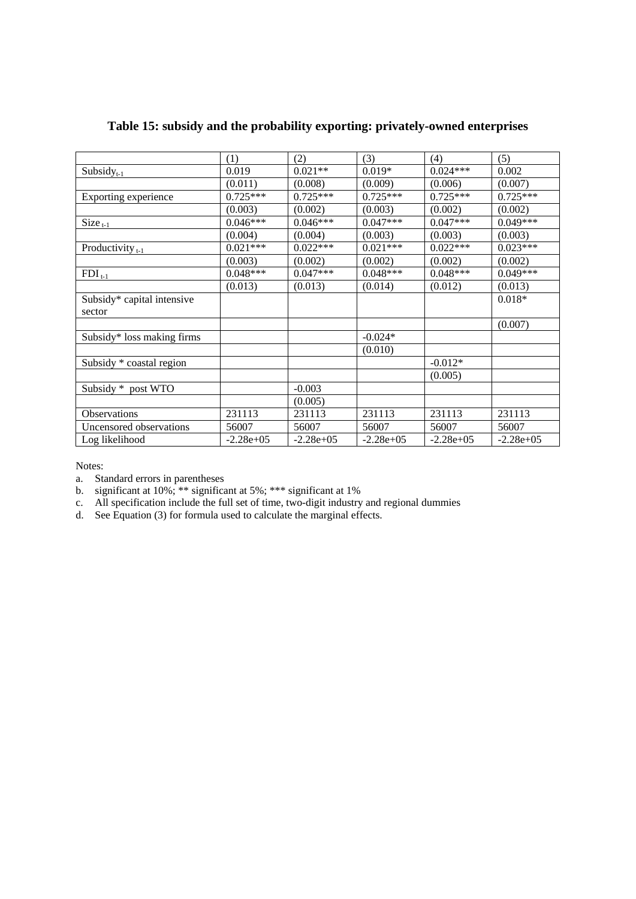**Table 15: subsidy and the probability exporting: privately-owned enterprises**

| | (1) | (2) | (3) | (4) | (5) |
|---|---|---|---|---|---|
| $Subsidy_{t-1}$ | 0.019 | 0.021** | 0.019* | 0.024*** | 0.002 |
| | (0.011) | (0.008) | (0.009) | (0.006) | (0.007) |
| Exporting experience | 0.725*** | 0.725*** | 0.725*** | 0.725*** | 0.725*** |
| | (0.003) | (0.002) | (0.003) | (0.002) | (0.002) |
| $Size_{t-1}$ | 0.046*** | 0.046*** | 0.047*** | 0.047*** | 0.049*** |
| | (0.004) | (0.004) | (0.003) | (0.003) | (0.003) |
| $Productivity_{t-1}$ | 0.021*** | 0.022*** | 0.021*** | 0.022*** | 0.023*** |
| | (0.003) | (0.002) | (0.002) | (0.002) | (0.002) |
| $FDI_{t-1}$ | 0.048*** | 0.047*** | 0.048*** | 0.048*** | 0.049*** |
| | (0.013) | (0.013) | (0.014) | (0.012) | (0.013) |
| Subsidy* capital intensive sector | | | | | 0.018* |
| | | | | | (0.007) |
| Subsidy* loss making firms | | | -0.024* | | |
| | | | (0.010) | | |
| Subsidy * coastal region | | | | -0.012* | |
| | | | | (0.005) | |
| Subsidy * post WTO | | -0.003 | | | |
| | | (0.005) | | | |
| Observations | 231113 | 231113 | 231113 | 231113 | 231113 |
| Uncensored observations | 56007 | 56007 | 56007 | 56007 | 56007 |
| Log likelihood | -2.28e+05 | -2.28e+05 | -2.28e+05 | -2.28e+05 | -2.28e+05 |

Notes:

a. Standard errors in parentheses
b. significant at 10%; ** significant at 5%; *** significant at 1%
c. All specification include the full set of time, two-digit industry and regional dummies
d. See Equation (3) for formula used to calculate the marginal effects.